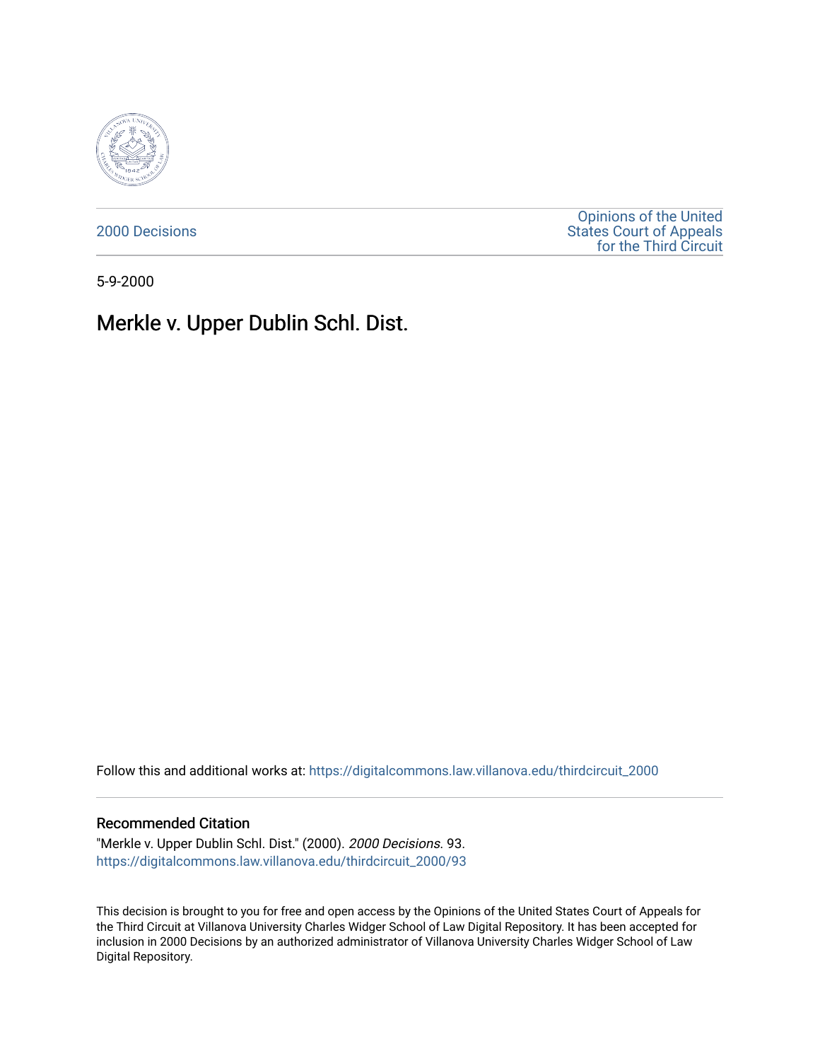2000 Decisions

Opinions of the United States Court of Appeals for the Third Circuit

5-9-2000

# Merkle v. Upper Dublin Schl. Dist.

Follow this and additional works at: https://digitalcommons.law.villanova.edu/thirdcircuit_2000

## Recommended Citation

"Merkle v. Upper Dublin Schl. Dist." (2000). *2000 Decisions*. 93.
https://digitalcommons.law.villanova.edu/thirdcircuit_2000/93

This decision is brought to you for free and open access by the Opinions of the United States Court of Appeals for the Third Circuit at Villanova University Charles Widger School of Law Digital Repository. It has been accepted for inclusion in 2000 Decisions by an authorized administrator of Villanova University Charles Widger School of Law Digital Repository.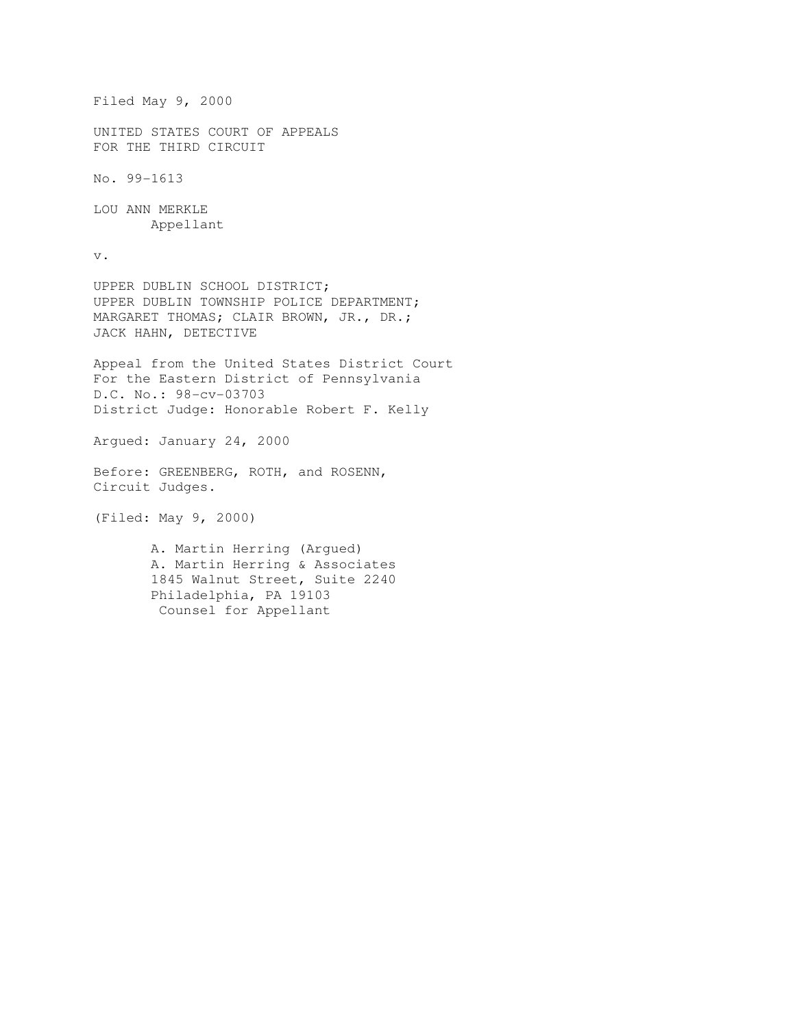Filed May 9, 2000

UNITED STATES COURT OF APPEALS
FOR THE THIRD CIRCUIT

No. 99-1613

LOU ANN MERKLE
Appellant

v.

UPPER DUBLIN SCHOOL DISTRICT;
UPPER DUBLIN TOWNSHIP POLICE DEPARTMENT;
MARGARET THOMAS; CLAIR BROWN, JR., DR.;
JACK HAHN, DETECTIVE

Appeal from the United States District Court
For the Eastern District of Pennsylvania
D.C. No.: 98-cv-03703
District Judge: Honorable Robert F. Kelly

Argued: January 24, 2000

Before: GREENBERG, ROTH, and ROSENN,
Circuit Judges.

(Filed: May 9, 2000)

A. Martin Herring (Argued)
A. Martin Herring & Associates
1845 Walnut Street, Suite 2240
Philadelphia, PA 19103
Counsel for Appellant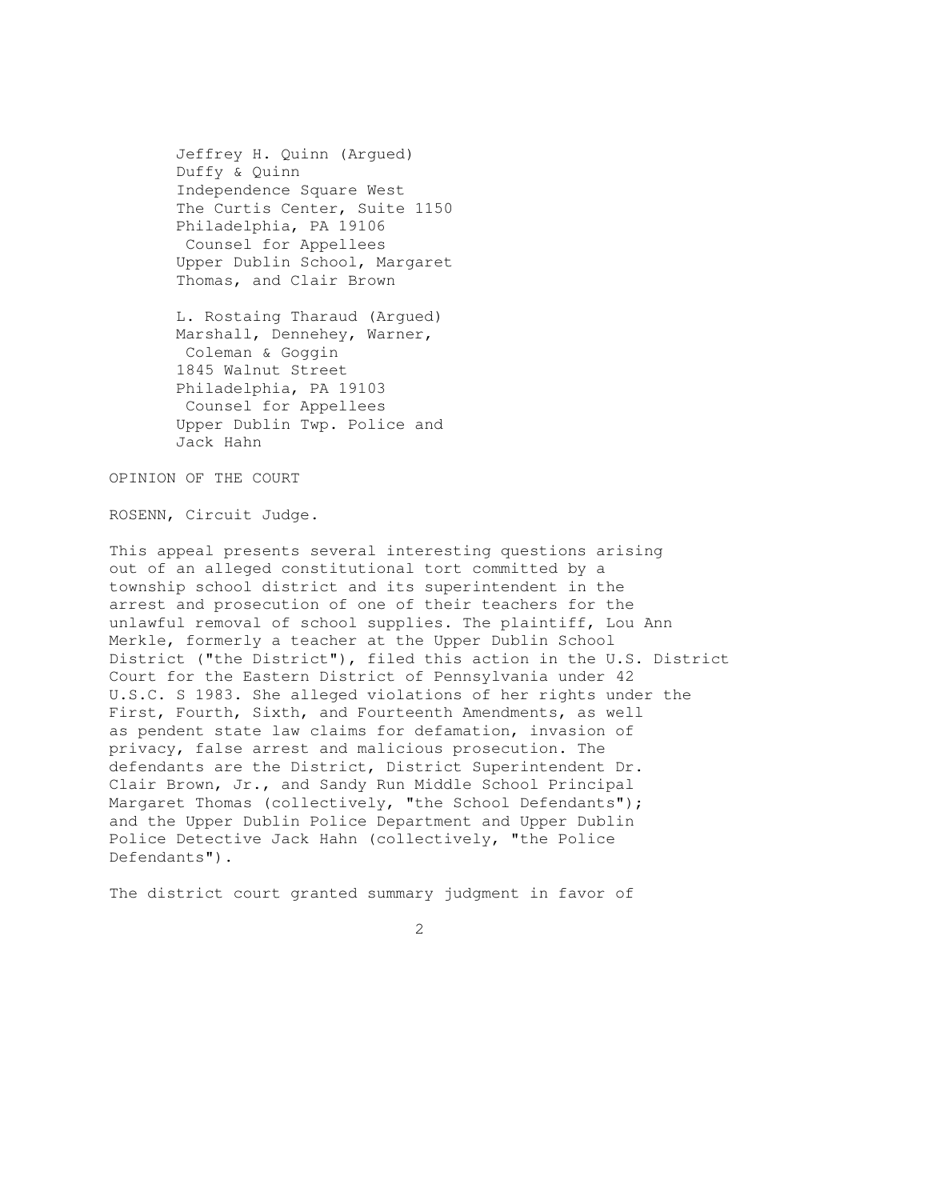Jeffrey H. Quinn (Argued)
Duffy & Quinn
Independence Square West
The Curtis Center, Suite 1150
Philadelphia, PA 19106
Counsel for Appellees
Upper Dublin School, Margaret
Thomas, and Clair Brown

L. Rostaing Tharaud (Argued)
Marshall, Dennehey, Warner,
Coleman & Goggin
1845 Walnut Street
Philadelphia, PA 19103
Counsel for Appellees
Upper Dublin Twp. Police and
Jack Hahn

OPINION OF THE COURT

ROSENN, Circuit Judge.

This appeal presents several interesting questions arising out of an alleged constitutional tort committed by a township school district and its superintendent in the arrest and prosecution of one of their teachers for the unlawful removal of school supplies. The plaintiff, Lou Ann Merkle, formerly a teacher at the Upper Dublin School District ("the District"), filed this action in the U.S. District Court for the Eastern District of Pennsylvania under 42 U.S.C. S 1983. She alleged violations of her rights under the First, Fourth, Sixth, and Fourteenth Amendments, as well as pendent state law claims for defamation, invasion of privacy, false arrest and malicious prosecution. The defendants are the District, District Superintendent Dr. Clair Brown, Jr., and Sandy Run Middle School Principal Margaret Thomas (collectively, "the School Defendants"); and the Upper Dublin Police Department and Upper Dublin Police Detective Jack Hahn (collectively, "the Police Defendants").

The district court granted summary judgment in favor of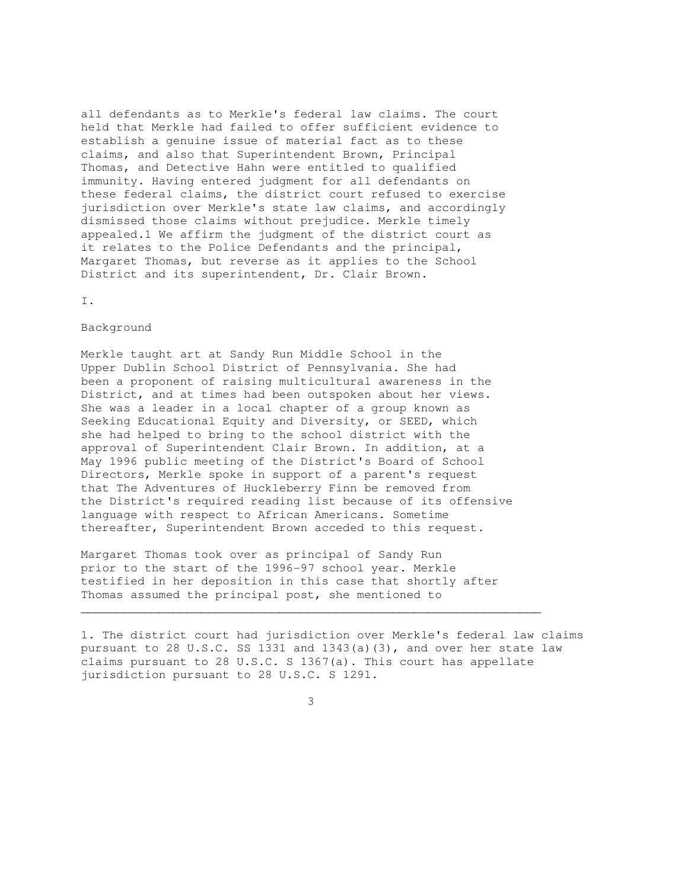all defendants as to Merkle's federal law claims. The court held that Merkle had failed to offer sufficient evidence to establish a genuine issue of material fact as to these claims, and also that Superintendent Brown, Principal Thomas, and Detective Hahn were entitled to qualified immunity. Having entered judgment for all defendants on these federal claims, the district court refused to exercise jurisdiction over Merkle's state law claims, and accordingly dismissed those claims without prejudice. Merkle timely appealed.[1] We affirm the judgment of the district court as it relates to the Police Defendants and the principal, Margaret Thomas, but reverse as it applies to the School District and its superintendent, Dr. Clair Brown.

## I.

## Background

Merkle taught art at Sandy Run Middle School in the Upper Dublin School District of Pennsylvania. She had been a proponent of raising multicultural awareness in the District, and at times had been outspoken about her views. She was a leader in a local chapter of a group known as Seeking Educational Equity and Diversity, or SEED, which she had helped to bring to the school district with the approval of Superintendent Clair Brown. In addition, at a May 1996 public meeting of the District's Board of School Directors, Merkle spoke in support of a parent's request that The Adventures of Huckleberry Finn be removed from the District's required reading list because of its offensive language with respect to African Americans. Sometime thereafter, Superintendent Brown acceded to this request.

Margaret Thomas took over as principal of Sandy Run prior to the start of the 1996-97 school year. Merkle testified in her deposition in this case that shortly after Thomas assumed the principal post, she mentioned to

---

1. The district court had jurisdiction over Merkle's federal law claims pursuant to 28 U.S.C. SS 1331 and 1343(a)(3), and over her state law claims pursuant to 28 U.S.C. S 1367(a). This court has appellate jurisdiction pursuant to 28 U.S.C. S 1291.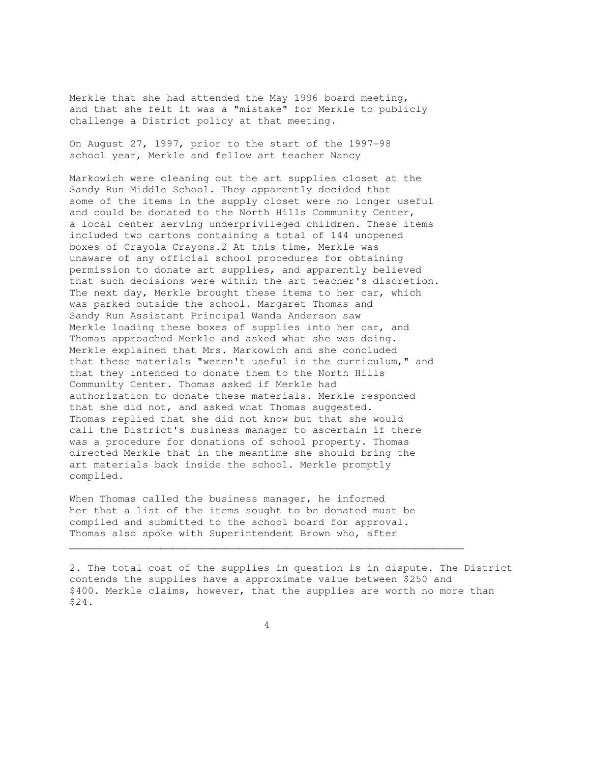Merkle that she had attended the May 1996 board meeting, and that she felt it was a "mistake" for Merkle to publicly challenge a District policy at that meeting.

On August 27, 1997, prior to the start of the 1997-98 school year, Merkle and fellow art teacher Nancy Markowich were cleaning out the art supplies closet at the Sandy Run Middle School. They apparently decided that some of the items in the supply closet were no longer useful and could be donated to the North Hills Community Center, a local center serving underprivileged children. These items included two cartons containing a total of 144 unopened boxes of Crayola Crayons.[2] At this time, Merkle was unaware of any official school procedures for obtaining permission to donate art supplies, and apparently believed that such decisions were within the art teacher's discretion. The next day, Merkle brought these items to her car, which was parked outside the school. Margaret Thomas and Sandy Run Assistant Principal Wanda Anderson saw Merkle loading these boxes of supplies into her car, and Thomas approached Merkle and asked what she was doing. Merkle explained that Mrs. Markowich and she concluded that these materials "weren't useful in the curriculum," and that they intended to donate them to the North Hills Community Center. Thomas asked if Merkle had authorization to donate these materials. Merkle responded that she did not, and asked what Thomas suggested. Thomas replied that she did not know but that she would call the District's business manager to ascertain if there was a procedure for donations of school property. Thomas directed Merkle that in the meantime she should bring the art materials back inside the school. Merkle promptly complied.

When Thomas called the business manager, he informed her that a list of the items sought to be donated must be compiled and submitted to the school board for approval. Thomas also spoke with Superintendent Brown who, after

---

2. The total cost of the supplies in question is in dispute. The District contends the supplies have a approximate value between $250 and $400. Merkle claims, however, that the supplies are worth no more than $24.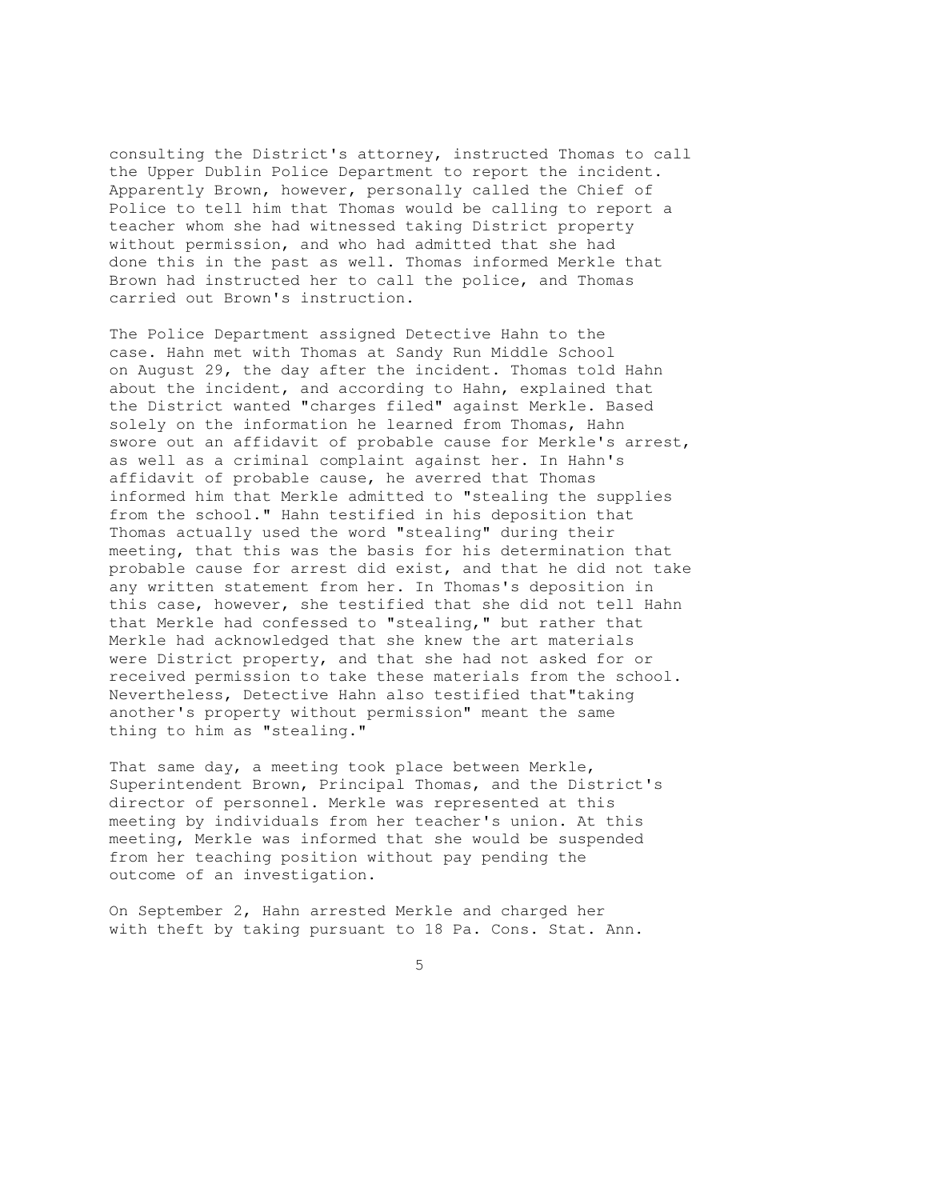consulting the District's attorney, instructed Thomas to call the Upper Dublin Police Department to report the incident. Apparently Brown, however, personally called the Chief of Police to tell him that Thomas would be calling to report a teacher whom she had witnessed taking District property without permission, and who had admitted that she had done this in the past as well. Thomas informed Merkle that Brown had instructed her to call the police, and Thomas carried out Brown's instruction.

The Police Department assigned Detective Hahn to the case. Hahn met with Thomas at Sandy Run Middle School on August 29, the day after the incident. Thomas told Hahn about the incident, and according to Hahn, explained that the District wanted "charges filed" against Merkle. Based solely on the information he learned from Thomas, Hahn swore out an affidavit of probable cause for Merkle's arrest, as well as a criminal complaint against her. In Hahn's affidavit of probable cause, he averred that Thomas informed him that Merkle admitted to "stealing the supplies from the school." Hahn testified in his deposition that Thomas actually used the word "stealing" during their meeting, that this was the basis for his determination that probable cause for arrest did exist, and that he did not take any written statement from her. In Thomas's deposition in this case, however, she testified that she did not tell Hahn that Merkle had confessed to "stealing," but rather that Merkle had acknowledged that she knew the art materials were District property, and that she had not asked for or received permission to take these materials from the school. Nevertheless, Detective Hahn also testified that"taking another's property without permission" meant the same thing to him as "stealing."

That same day, a meeting took place between Merkle, Superintendent Brown, Principal Thomas, and the District's director of personnel. Merkle was represented at this meeting by individuals from her teacher's union. At this meeting, Merkle was informed that she would be suspended from her teaching position without pay pending the outcome of an investigation.

On September 2, Hahn arrested Merkle and charged her with theft by taking pursuant to 18 Pa. Cons. Stat. Ann.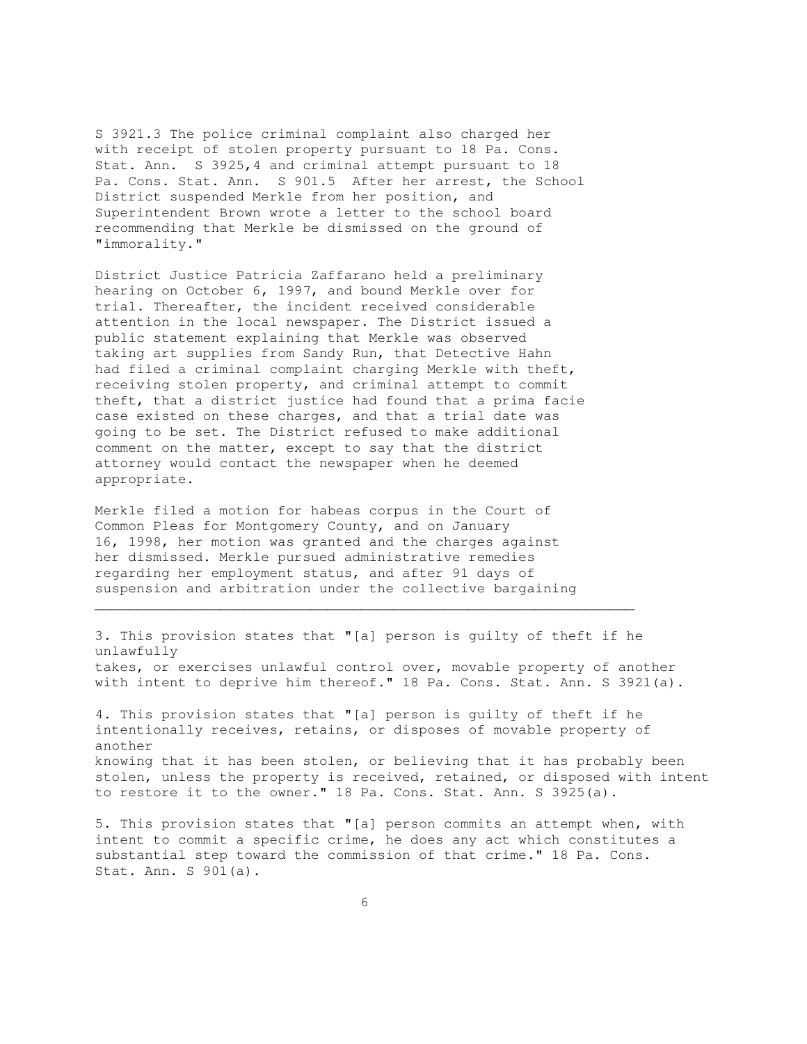S 3921.[3] The police criminal complaint also charged her with receipt of stolen property pursuant to 18 Pa. Cons. Stat. Ann. S 3925,[4] and criminal attempt pursuant to 18 Pa. Cons. Stat. Ann. S 901.[5] After her arrest, the School District suspended Merkle from her position, and Superintendent Brown wrote a letter to the school board recommending that Merkle be dismissed on the ground of "immorality."

District Justice Patricia Zaffarano held a preliminary hearing on October 6, 1997, and bound Merkle over for trial. Thereafter, the incident received considerable attention in the local newspaper. The District issued a public statement explaining that Merkle was observed taking art supplies from Sandy Run, that Detective Hahn had filed a criminal complaint charging Merkle with theft, receiving stolen property, and criminal attempt to commit theft, that a district justice had found that a prima facie case existed on these charges, and that a trial date was going to be set. The District refused to make additional comment on the matter, except to say that the district attorney would contact the newspaper when he deemed appropriate.

Merkle filed a motion for habeas corpus in the Court of Common Pleas for Montgomery County, and on January 16, 1998, her motion was granted and the charges against her dismissed. Merkle pursued administrative remedies regarding her employment status, and after 91 days of suspension and arbitration under the collective bargaining

---

3. This provision states that "[a] person is guilty of theft if he unlawfully takes, or exercises unlawful control over, movable property of another with intent to deprive him thereof." 18 Pa. Cons. Stat. Ann. S 3921(a).

4. This provision states that "[a] person is guilty of theft if he intentionally receives, retains, or disposes of movable property of another knowing that it has been stolen, or believing that it has probably been stolen, unless the property is received, retained, or disposed with intent to restore it to the owner." 18 Pa. Cons. Stat. Ann. S 3925(a).

5. This provision states that "[a] person commits an attempt when, with intent to commit a specific crime, he does any act which constitutes a substantial step toward the commission of that crime." 18 Pa. Cons. Stat. Ann. S 901(a).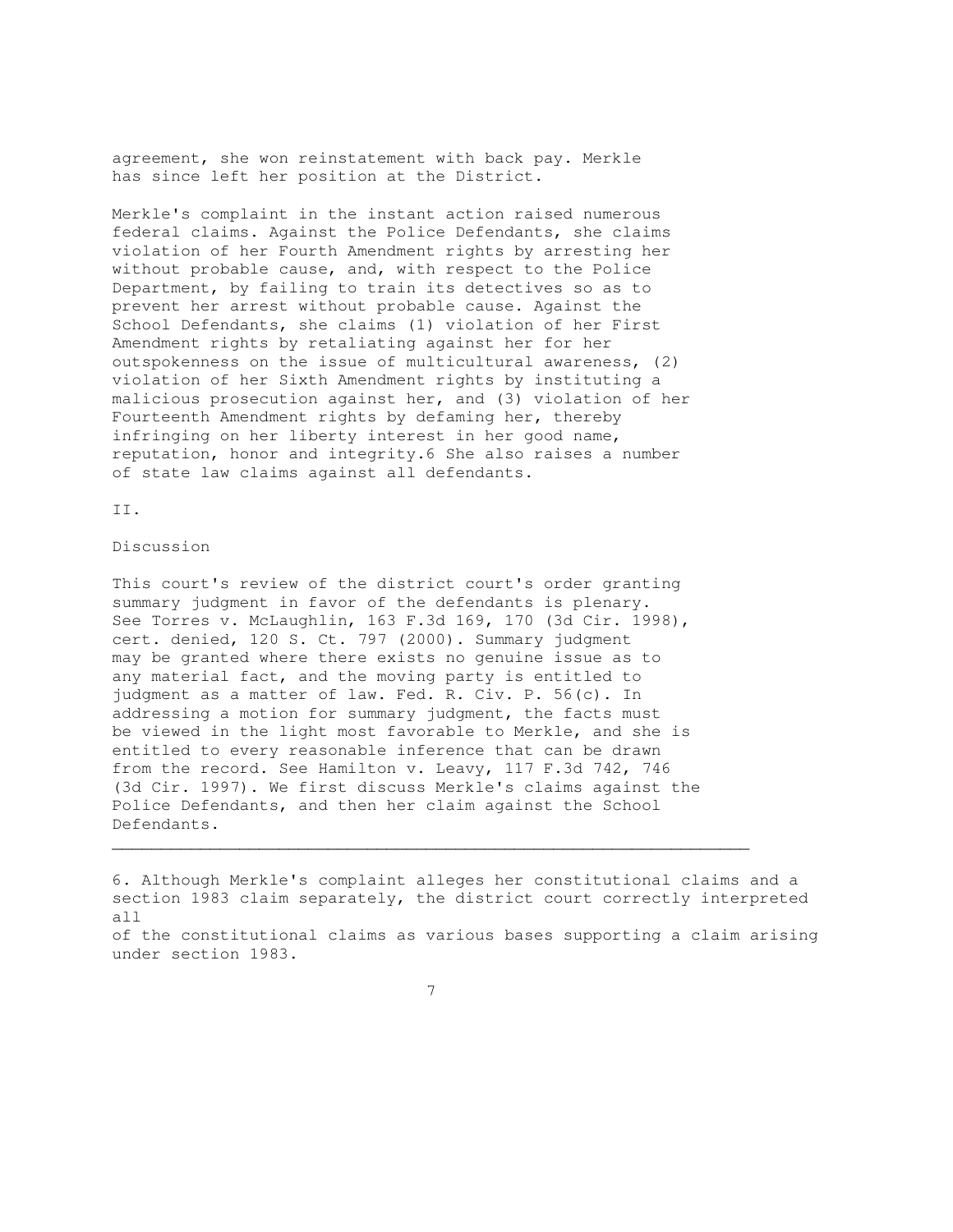agreement, she won reinstatement with back pay. Merkle has since left her position at the District.

Merkle's complaint in the instant action raised numerous federal claims. Against the Police Defendants, she claims violation of her Fourth Amendment rights by arresting her without probable cause, and, with respect to the Police Department, by failing to train its detectives so as to prevent her arrest without probable cause. Against the School Defendants, she claims (1) violation of her First Amendment rights by retaliating against her for her outspokenness on the issue of multicultural awareness, (2) violation of her Sixth Amendment rights by instituting a malicious prosecution against her, and (3) violation of her Fourteenth Amendment rights by defaming her, thereby infringing on her liberty interest in her good name, reputation, honor and integrity.[6] She also raises a number of state law claims against all defendants.

## II.

## Discussion

This court's review of the district court's order granting summary judgment in favor of the defendants is plenary. See Torres v. McLaughlin, 163 F.3d 169, 170 (3d Cir. 1998), cert. denied, 120 S. Ct. 797 (2000). Summary judgment may be granted where there exists no genuine issue as to any material fact, and the moving party is entitled to judgment as a matter of law. Fed. R. Civ. P. 56(c). In addressing a motion for summary judgment, the facts must be viewed in the light most favorable to Merkle, and she is entitled to every reasonable inference that can be drawn from the record. See Hamilton v. Leavy, 117 F.3d 742, 746 (3d Cir. 1997). We first discuss Merkle's claims against the Police Defendants, and then her claim against the School Defendants.

---

6. Although Merkle's complaint alleges her constitutional claims and a section 1983 claim separately, the district court correctly interpreted all of the constitutional claims as various bases supporting a claim arising under section 1983.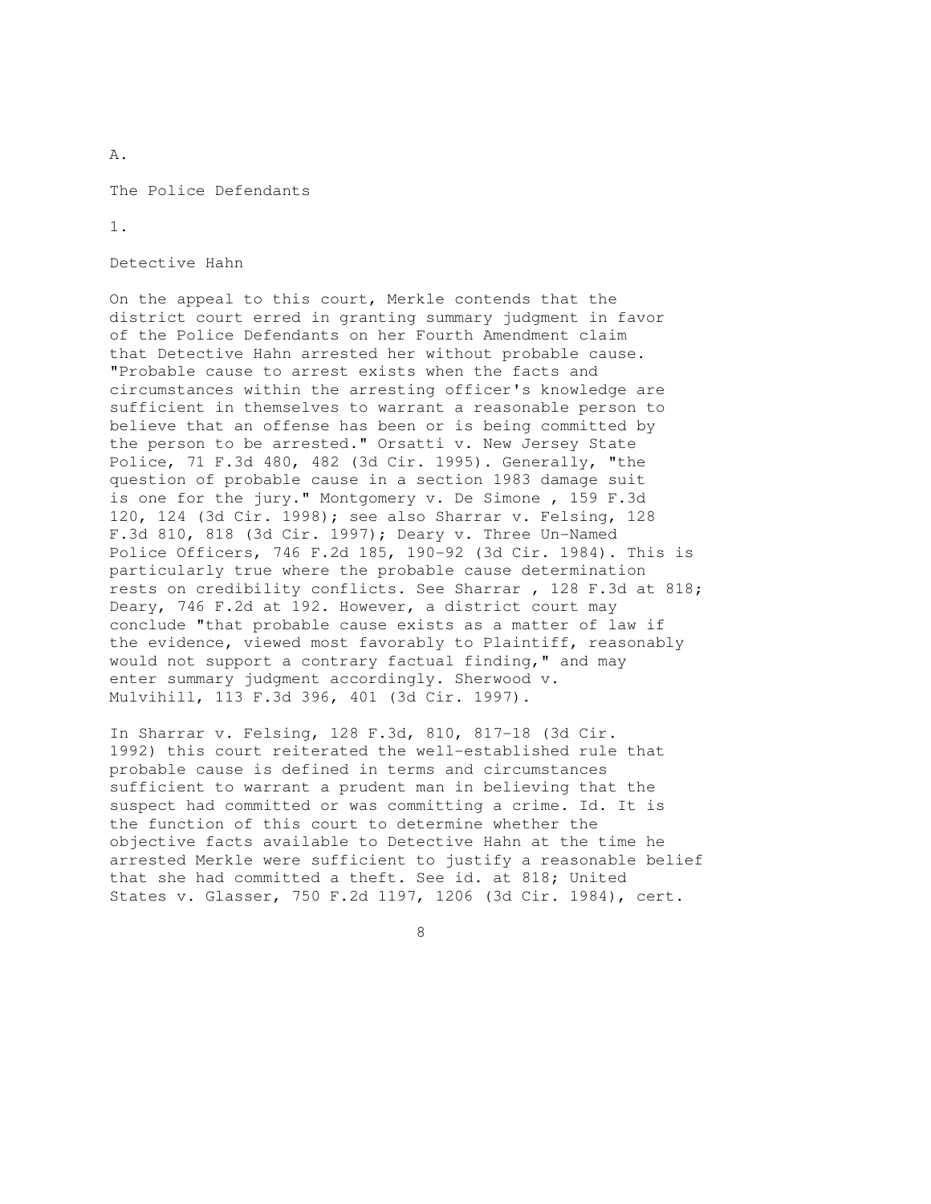## A.

### The Police Defendants

#### 1.

#### Detective Hahn

On the appeal to this court, Merkle contends that the district court erred in granting summary judgment in favor of the Police Defendants on her Fourth Amendment claim that Detective Hahn arrested her without probable cause. "Probable cause to arrest exists when the facts and circumstances within the arresting officer's knowledge are sufficient in themselves to warrant a reasonable person to believe that an offense has been or is being committed by the person to be arrested." Orsatti v. New Jersey State Police, 71 F.3d 480, 482 (3d Cir. 1995). Generally, "the question of probable cause in a section 1983 damage suit is one for the jury." Montgomery v. De Simone , 159 F.3d 120, 124 (3d Cir. 1998); see also Sharrar v. Felsing, 128 F.3d 810, 818 (3d Cir. 1997); Deary v. Three Un-Named Police Officers, 746 F.2d 185, 190-92 (3d Cir. 1984). This is particularly true where the probable cause determination rests on credibility conflicts. See Sharrar , 128 F.3d at 818; Deary, 746 F.2d at 192. However, a district court may conclude "that probable cause exists as a matter of law if the evidence, viewed most favorably to Plaintiff, reasonably would not support a contrary factual finding," and may enter summary judgment accordingly. Sherwood v. Mulvihill, 113 F.3d 396, 401 (3d Cir. 1997).

In Sharrar v. Felsing, 128 F.3d, 810, 817-18 (3d Cir. 1992) this court reiterated the well-established rule that probable cause is defined in terms and circumstances sufficient to warrant a prudent man in believing that the suspect had committed or was committing a crime. Id. It is the function of this court to determine whether the objective facts available to Detective Hahn at the time he arrested Merkle were sufficient to justify a reasonable belief that she had committed a theft. See id. at 818; United States v. Glasser, 750 F.2d 1197, 1206 (3d Cir. 1984), cert.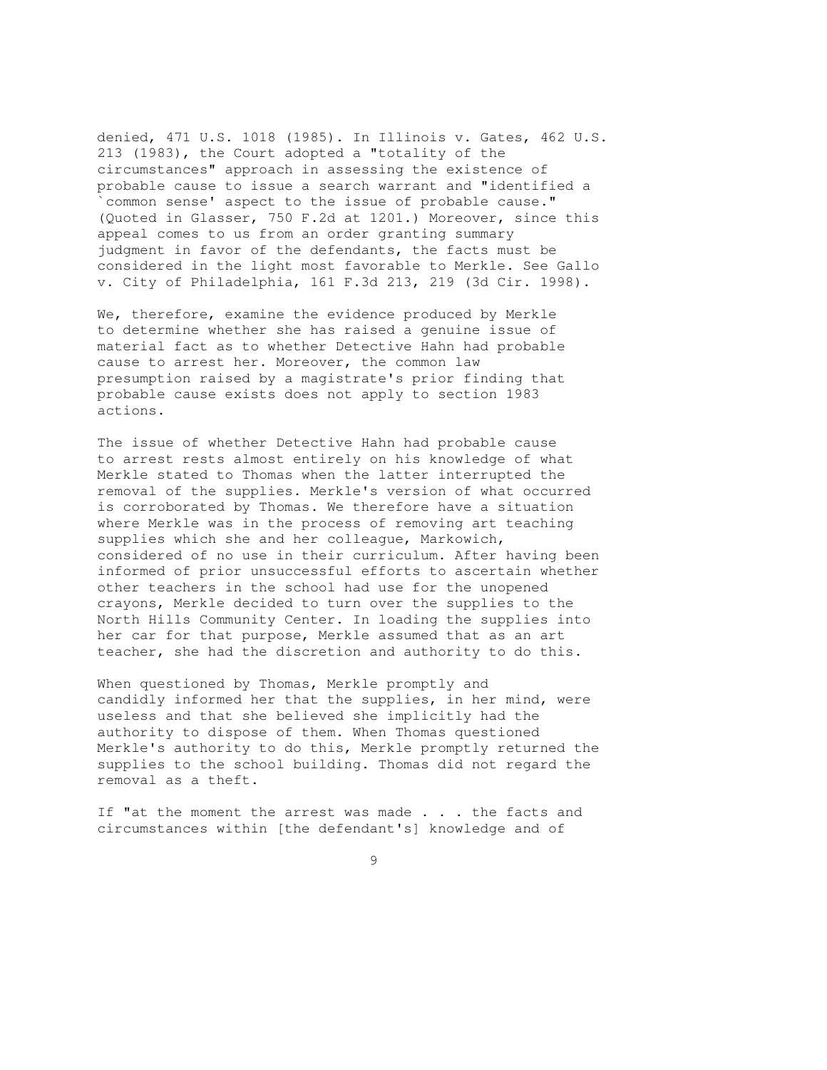denied, 471 U.S. 1018 (1985). In Illinois v. Gates, 462 U.S. 213 (1983), the Court adopted a "totality of the circumstances" approach in assessing the existence of probable cause to issue a search warrant and "identified a `common sense' aspect to the issue of probable cause." (Quoted in Glasser, 750 F.2d at 1201.) Moreover, since this appeal comes to us from an order granting summary judgment in favor of the defendants, the facts must be considered in the light most favorable to Merkle. See Gallo v. City of Philadelphia, 161 F.3d 213, 219 (3d Cir. 1998).

We, therefore, examine the evidence produced by Merkle to determine whether she has raised a genuine issue of material fact as to whether Detective Hahn had probable cause to arrest her. Moreover, the common law presumption raised by a magistrate's prior finding that probable cause exists does not apply to section 1983 actions.

The issue of whether Detective Hahn had probable cause to arrest rests almost entirely on his knowledge of what Merkle stated to Thomas when the latter interrupted the removal of the supplies. Merkle's version of what occurred is corroborated by Thomas. We therefore have a situation where Merkle was in the process of removing art teaching supplies which she and her colleague, Markowich, considered of no use in their curriculum. After having been informed of prior unsuccessful efforts to ascertain whether other teachers in the school had use for the unopened crayons, Merkle decided to turn over the supplies to the North Hills Community Center. In loading the supplies into her car for that purpose, Merkle assumed that as an art teacher, she had the discretion and authority to do this.

When questioned by Thomas, Merkle promptly and candidly informed her that the supplies, in her mind, were useless and that she believed she implicitly had the authority to dispose of them. When Thomas questioned Merkle's authority to do this, Merkle promptly returned the supplies to the school building. Thomas did not regard the removal as a theft.

If "at the moment the arrest was made . . . the facts and circumstances within [the defendant's] knowledge and of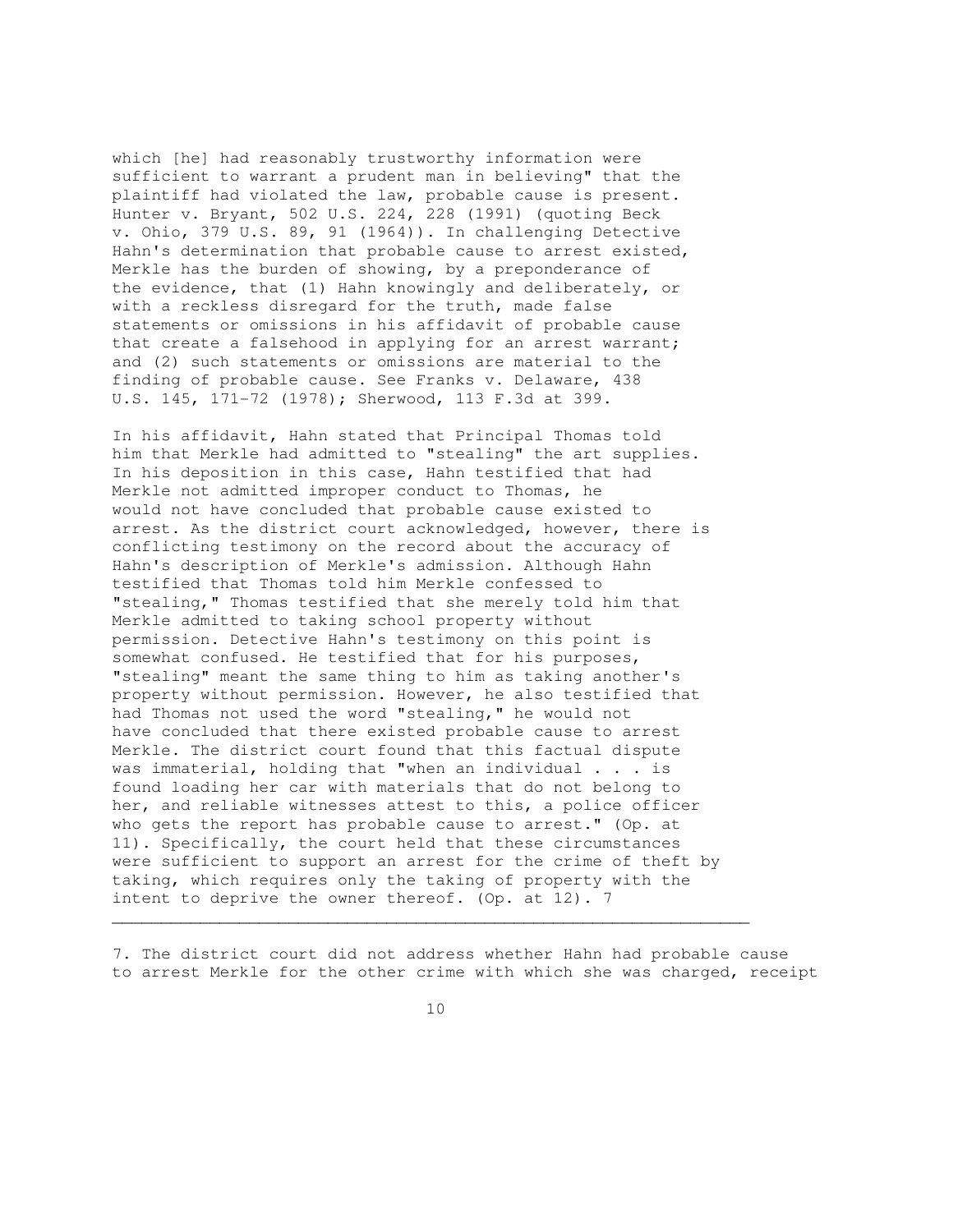which [he] had reasonably trustworthy information were sufficient to warrant a prudent man in believing" that the plaintiff had violated the law, probable cause is present. Hunter v. Bryant, 502 U.S. 224, 228 (1991) (quoting Beck v. Ohio, 379 U.S. 89, 91 (1964)). In challenging Detective Hahn's determination that probable cause to arrest existed, Merkle has the burden of showing, by a preponderance of the evidence, that (1) Hahn knowingly and deliberately, or with a reckless disregard for the truth, made false statements or omissions in his affidavit of probable cause that create a falsehood in applying for an arrest warrant; and (2) such statements or omissions are material to the finding of probable cause. See Franks v. Delaware, 438 U.S. 145, 171-72 (1978); Sherwood, 113 F.3d at 399.

In his affidavit, Hahn stated that Principal Thomas told him that Merkle had admitted to "stealing" the art supplies. In his deposition in this case, Hahn testified that had Merkle not admitted improper conduct to Thomas, he would not have concluded that probable cause existed to arrest. As the district court acknowledged, however, there is conflicting testimony on the record about the accuracy of Hahn's description of Merkle's admission. Although Hahn testified that Thomas told him Merkle confessed to "stealing," Thomas testified that she merely told him that Merkle admitted to taking school property without permission. Detective Hahn's testimony on this point is somewhat confused. He testified that for his purposes, "stealing" meant the same thing to him as taking another's property without permission. However, he also testified that had Thomas not used the word "stealing," he would not have concluded that there existed probable cause to arrest Merkle. The district court found that this factual dispute was immaterial, holding that "when an individual . . . is found loading her car with materials that do not belong to her, and reliable witnesses attest to this, a police officer who gets the report has probable cause to arrest." (Op. at 11). Specifically, the court held that these circumstances were sufficient to support an arrest for the crime of theft by taking, which requires only the taking of property with the intent to deprive the owner thereof. (Op. at 12). [7]

---

7. The district court did not address whether Hahn had probable cause to arrest Merkle for the other crime with which she was charged, receipt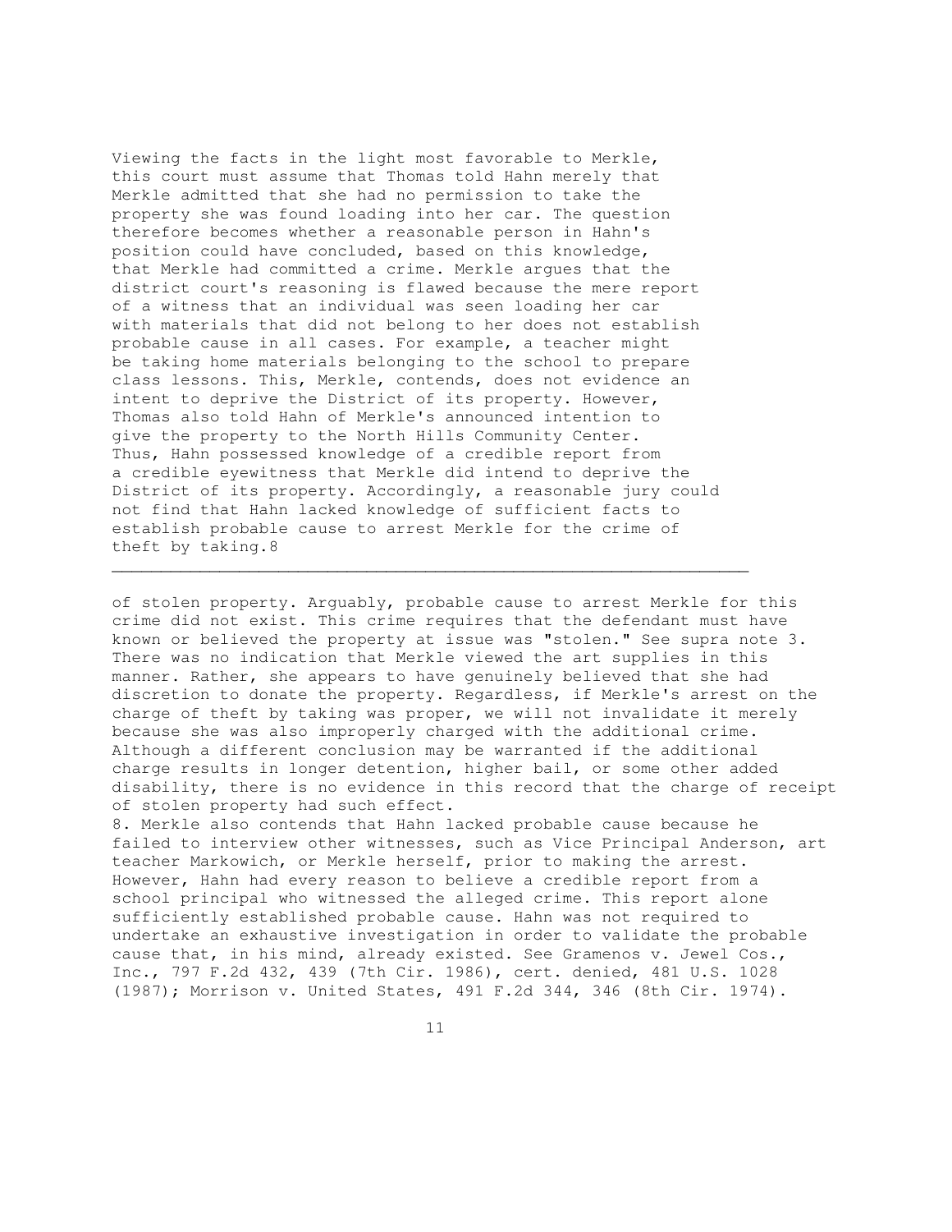Viewing the facts in the light most favorable to Merkle, this court must assume that Thomas told Hahn merely that Merkle admitted that she had no permission to take the property she was found loading into her car. The question therefore becomes whether a reasonable person in Hahn's position could have concluded, based on this knowledge, that Merkle had committed a crime. Merkle argues that the district court's reasoning is flawed because the mere report of a witness that an individual was seen loading her car with materials that did not belong to her does not establish probable cause in all cases. For example, a teacher might be taking home materials belonging to the school to prepare class lessons. This, Merkle, contends, does not evidence an intent to deprive the District of its property. However, Thomas also told Hahn of Merkle's announced intention to give the property to the North Hills Community Center. Thus, Hahn possessed knowledge of a credible report from a credible eyewitness that Merkle did intend to deprive the District of its property. Accordingly, a reasonable jury could not find that Hahn lacked knowledge of sufficient facts to establish probable cause to arrest Merkle for the crime of theft by taking.[8]

---

of stolen property. Arguably, probable cause to arrest Merkle for this crime did not exist. This crime requires that the defendant must have known or believed the property at issue was "stolen." See supra note 3. There was no indication that Merkle viewed the art supplies in this manner. Rather, she appears to have genuinely believed that she had discretion to donate the property. Regardless, if Merkle's arrest on the charge of theft by taking was proper, we will not invalidate it merely because she was also improperly charged with the additional crime. Although a different conclusion may be warranted if the additional charge results in longer detention, higher bail, or some other added disability, there is no evidence in this record that the charge of receipt of stolen property had such effect.

8. Merkle also contends that Hahn lacked probable cause because he failed to interview other witnesses, such as Vice Principal Anderson, art teacher Markowich, or Merkle herself, prior to making the arrest. However, Hahn had every reason to believe a credible report from a school principal who witnessed the alleged crime. This report alone sufficiently established probable cause. Hahn was not required to undertake an exhaustive investigation in order to validate the probable cause that, in his mind, already existed. See Gramenos v. Jewel Cos., Inc., 797 F.2d 432, 439 (7th Cir. 1986), cert. denied, 481 U.S. 1028 (1987); Morrison v. United States, 491 F.2d 344, 346 (8th Cir. 1974).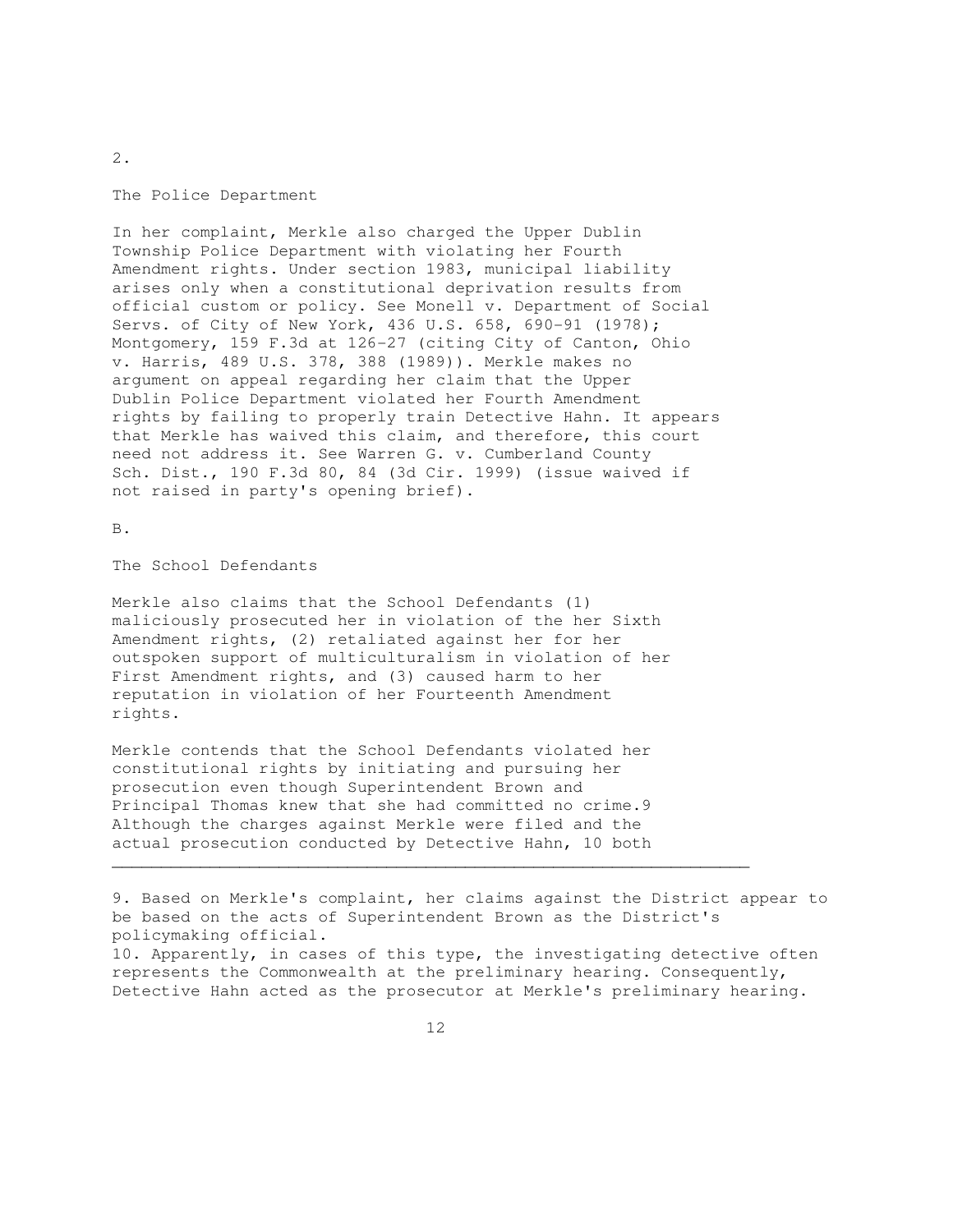### 2.

### The Police Department

In her complaint, Merkle also charged the Upper Dublin Township Police Department with violating her Fourth Amendment rights. Under section 1983, municipal liability arises only when a constitutional deprivation results from official custom or policy. See Monell v. Department of Social Servs. of City of New York, 436 U.S. 658, 690-91 (1978); Montgomery, 159 F.3d at 126-27 (citing City of Canton, Ohio v. Harris, 489 U.S. 378, 388 (1989)). Merkle makes no argument on appeal regarding her claim that the Upper Dublin Police Department violated her Fourth Amendment rights by failing to properly train Detective Hahn. It appears that Merkle has waived this claim, and therefore, this court need not address it. See Warren G. v. Cumberland County Sch. Dist., 190 F.3d 80, 84 (3d Cir. 1999) (issue waived if not raised in party's opening brief).

## B.

## The School Defendants

Merkle also claims that the School Defendants (1) maliciously prosecuted her in violation of the her Sixth Amendment rights, (2) retaliated against her for her outspoken support of multiculturalism in violation of her First Amendment rights, and (3) caused harm to her reputation in violation of her Fourteenth Amendment rights.

Merkle contends that the School Defendants violated her constitutional rights by initiating and pursuing her prosecution even though Superintendent Brown and Principal Thomas knew that she had committed no crime.[9] Although the charges against Merkle were filed and the actual prosecution conducted by Detective Hahn,[10] both

---

9. Based on Merkle's complaint, her claims against the District appear to be based on the acts of Superintendent Brown as the District's policymaking official.

10. Apparently, in cases of this type, the investigating detective often represents the Commonwealth at the preliminary hearing. Consequently, Detective Hahn acted as the prosecutor at Merkle's preliminary hearing.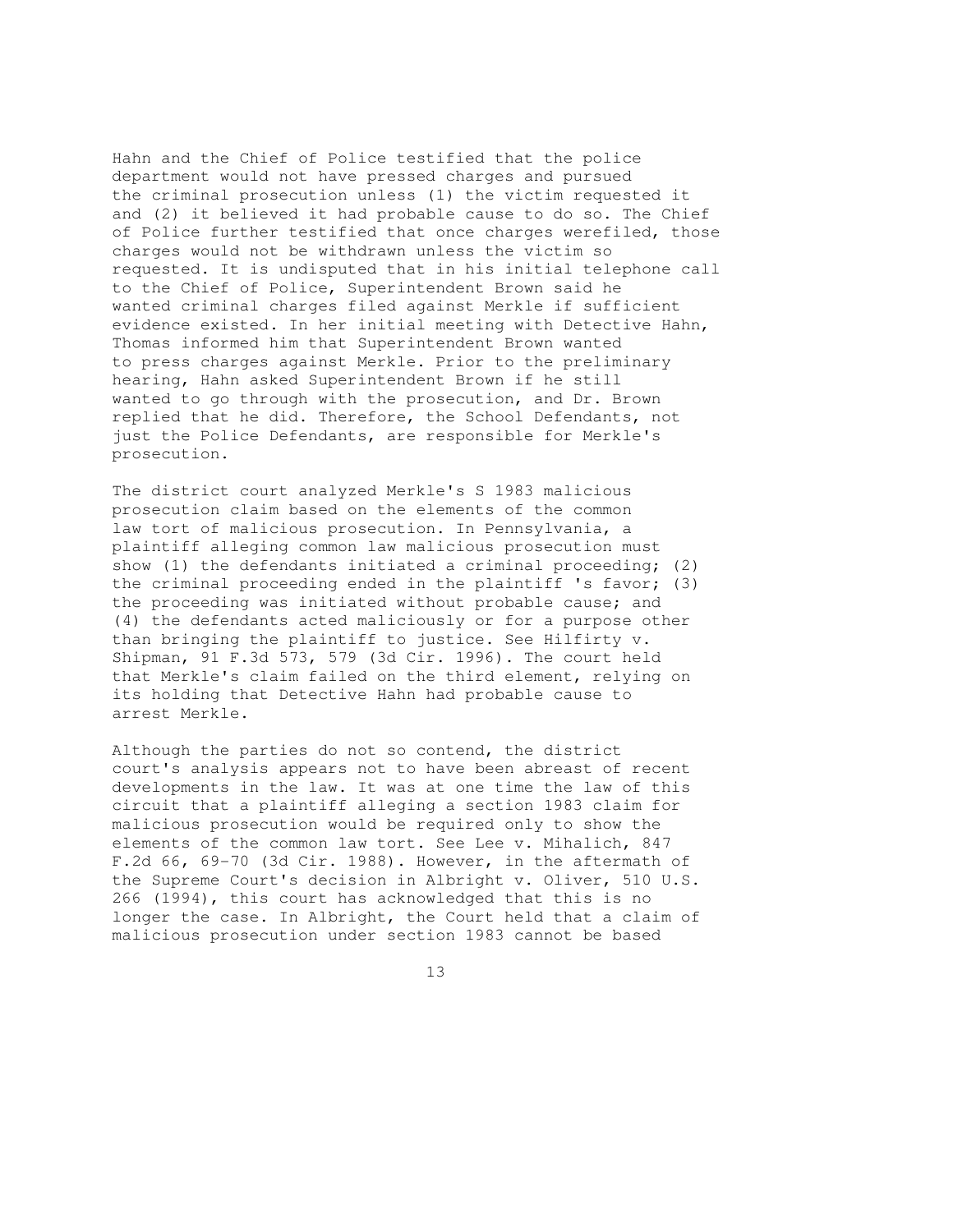Hahn and the Chief of Police testified that the police department would not have pressed charges and pursued the criminal prosecution unless (1) the victim requested it and (2) it believed it had probable cause to do so. The Chief of Police further testified that once charges werefiled, those charges would not be withdrawn unless the victim so requested. It is undisputed that in his initial telephone call to the Chief of Police, Superintendent Brown said he wanted criminal charges filed against Merkle if sufficient evidence existed. In her initial meeting with Detective Hahn, Thomas informed him that Superintendent Brown wanted to press charges against Merkle. Prior to the preliminary hearing, Hahn asked Superintendent Brown if he still wanted to go through with the prosecution, and Dr. Brown replied that he did. Therefore, the School Defendants, not just the Police Defendants, are responsible for Merkle's prosecution.

The district court analyzed Merkle's S 1983 malicious prosecution claim based on the elements of the common law tort of malicious prosecution. In Pennsylvania, a plaintiff alleging common law malicious prosecution must show (1) the defendants initiated a criminal proceeding; (2) the criminal proceeding ended in the plaintiff 's favor; (3) the proceeding was initiated without probable cause; and (4) the defendants acted maliciously or for a purpose other than bringing the plaintiff to justice. See Hilfirty v. Shipman, 91 F.3d 573, 579 (3d Cir. 1996). The court held that Merkle's claim failed on the third element, relying on its holding that Detective Hahn had probable cause to arrest Merkle.

Although the parties do not so contend, the district court's analysis appears not to have been abreast of recent developments in the law. It was at one time the law of this circuit that a plaintiff alleging a section 1983 claim for malicious prosecution would be required only to show the elements of the common law tort. See Lee v. Mihalich, 847 F.2d 66, 69-70 (3d Cir. 1988). However, in the aftermath of the Supreme Court's decision in Albright v. Oliver, 510 U.S. 266 (1994), this court has acknowledged that this is no longer the case. In Albright, the Court held that a claim of malicious prosecution under section 1983 cannot be based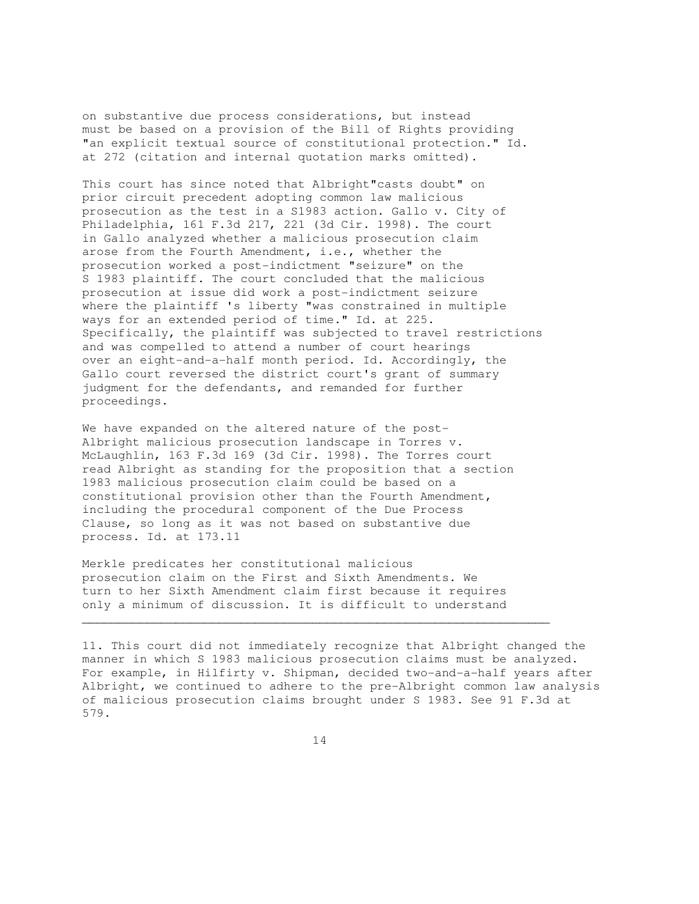on substantive due process considerations, but instead must be based on a provision of the Bill of Rights providing "an explicit textual source of constitutional protection." Id. at 272 (citation and internal quotation marks omitted).

This court has since noted that Albright"casts doubt" on prior circuit precedent adopting common law malicious prosecution as the test in a S1983 action. Gallo v. City of Philadelphia, 161 F.3d 217, 221 (3d Cir. 1998). The court in Gallo analyzed whether a malicious prosecution claim arose from the Fourth Amendment, i.e., whether the prosecution worked a post-indictment "seizure" on the S 1983 plaintiff. The court concluded that the malicious prosecution at issue did work a post-indictment seizure where the plaintiff 's liberty "was constrained in multiple ways for an extended period of time." Id. at 225. Specifically, the plaintiff was subjected to travel restrictions and was compelled to attend a number of court hearings over an eight-and-a-half month period. Id. Accordingly, the Gallo court reversed the district court's grant of summary judgment for the defendants, and remanded for further proceedings.

We have expanded on the altered nature of the post-Albright malicious prosecution landscape in Torres v. McLaughlin, 163 F.3d 169 (3d Cir. 1998). The Torres court read Albright as standing for the proposition that a section 1983 malicious prosecution claim could be based on a constitutional provision other than the Fourth Amendment, including the procedural component of the Due Process Clause, so long as it was not based on substantive due process. Id. at 173.[11]

Merkle predicates her constitutional malicious prosecution claim on the First and Sixth Amendments. We turn to her Sixth Amendment claim first because it requires only a minimum of discussion. It is difficult to understand

---

11. This court did not immediately recognize that Albright changed the manner in which S 1983 malicious prosecution claims must be analyzed. For example, in Hilfirty v. Shipman, decided two-and-a-half years after Albright, we continued to adhere to the pre-Albright common law analysis of malicious prosecution claims brought under S 1983. See 91 F.3d at 579.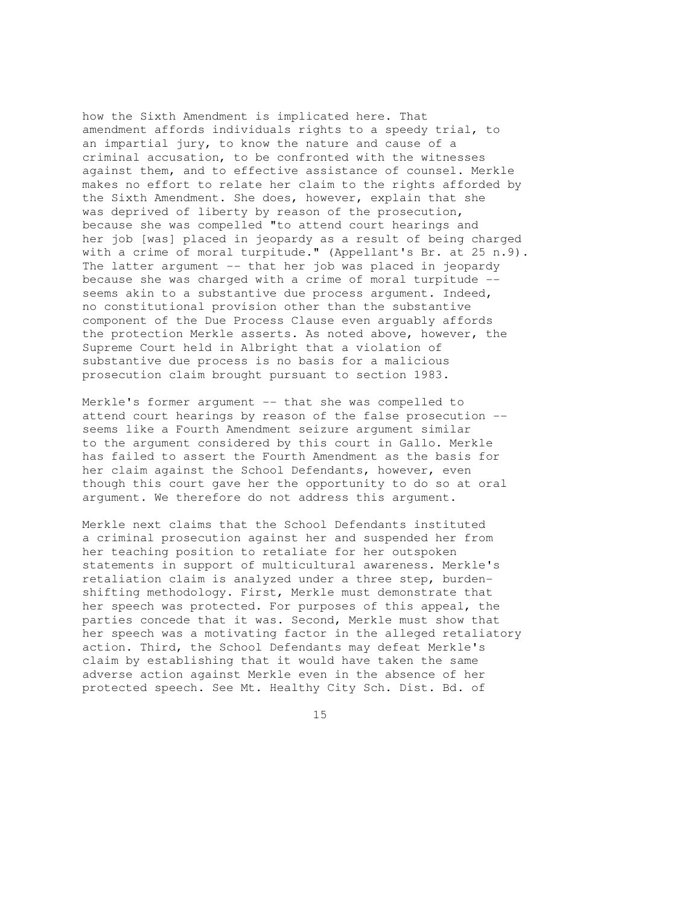how the Sixth Amendment is implicated here. That amendment affords individuals rights to a speedy trial, to an impartial jury, to know the nature and cause of a criminal accusation, to be confronted with the witnesses against them, and to effective assistance of counsel. Merkle makes no effort to relate her claim to the rights afforded by the Sixth Amendment. She does, however, explain that she was deprived of liberty by reason of the prosecution, because she was compelled "to attend court hearings and her job [was] placed in jeopardy as a result of being charged with a crime of moral turpitude." (Appellant's Br. at 25 n.9). The latter argument -- that her job was placed in jeopardy because she was charged with a crime of moral turpitude -- seems akin to a substantive due process argument. Indeed, no constitutional provision other than the substantive component of the Due Process Clause even arguably affords the protection Merkle asserts. As noted above, however, the Supreme Court held in Albright that a violation of substantive due process is no basis for a malicious prosecution claim brought pursuant to section 1983.

Merkle's former argument -- that she was compelled to attend court hearings by reason of the false prosecution -- seems like a Fourth Amendment seizure argument similar to the argument considered by this court in Gallo. Merkle has failed to assert the Fourth Amendment as the basis for her claim against the School Defendants, however, even though this court gave her the opportunity to do so at oral argument. We therefore do not address this argument.

Merkle next claims that the School Defendants instituted a criminal prosecution against her and suspended her from her teaching position to retaliate for her outspoken statements in support of multicultural awareness. Merkle's retaliation claim is analyzed under a three step, burden-shifting methodology. First, Merkle must demonstrate that her speech was protected. For purposes of this appeal, the parties concede that it was. Second, Merkle must show that her speech was a motivating factor in the alleged retaliatory action. Third, the School Defendants may defeat Merkle's claim by establishing that it would have taken the same adverse action against Merkle even in the absence of her protected speech. See Mt. Healthy City Sch. Dist. Bd. of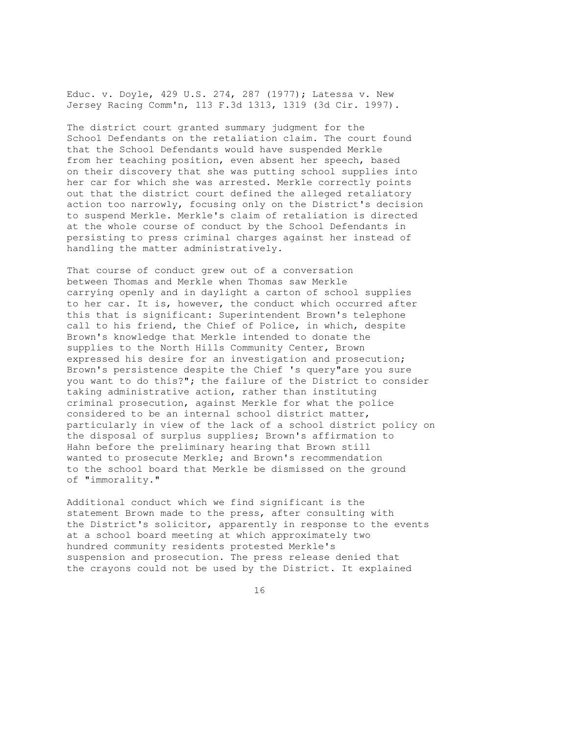Educ. v. Doyle, 429 U.S. 274, 287 (1977); Latessa v. New Jersey Racing Comm'n, 113 F.3d 1313, 1319 (3d Cir. 1997).

The district court granted summary judgment for the School Defendants on the retaliation claim. The court found that the School Defendants would have suspended Merkle from her teaching position, even absent her speech, based on their discovery that she was putting school supplies into her car for which she was arrested. Merkle correctly points out that the district court defined the alleged retaliatory action too narrowly, focusing only on the District's decision to suspend Merkle. Merkle's claim of retaliation is directed at the whole course of conduct by the School Defendants in persisting to press criminal charges against her instead of handling the matter administratively.

That course of conduct grew out of a conversation between Thomas and Merkle when Thomas saw Merkle carrying openly and in daylight a carton of school supplies to her car. It is, however, the conduct which occurred after this that is significant: Superintendent Brown's telephone call to his friend, the Chief of Police, in which, despite Brown's knowledge that Merkle intended to donate the supplies to the North Hills Community Center, Brown expressed his desire for an investigation and prosecution; Brown's persistence despite the Chief 's query"are you sure you want to do this?"; the failure of the District to consider taking administrative action, rather than instituting criminal prosecution, against Merkle for what the police considered to be an internal school district matter, particularly in view of the lack of a school district policy on the disposal of surplus supplies; Brown's affirmation to Hahn before the preliminary hearing that Brown still wanted to prosecute Merkle; and Brown's recommendation to the school board that Merkle be dismissed on the ground of "immorality."

Additional conduct which we find significant is the statement Brown made to the press, after consulting with the District's solicitor, apparently in response to the events at a school board meeting at which approximately two hundred community residents protested Merkle's suspension and prosecution. The press release denied that the crayons could not be used by the District. It explained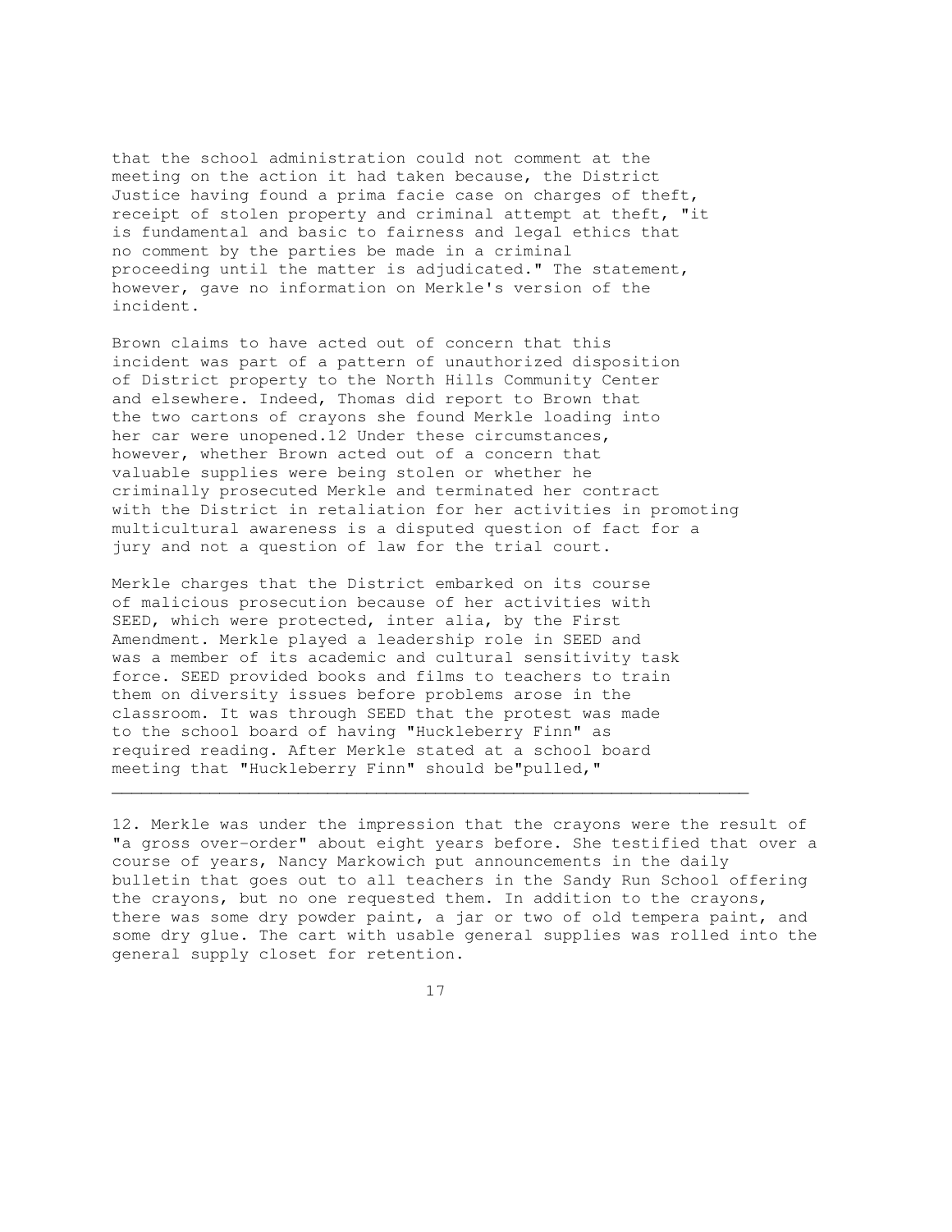that the school administration could not comment at the meeting on the action it had taken because, the District Justice having found a prima facie case on charges of theft, receipt of stolen property and criminal attempt at theft, "it is fundamental and basic to fairness and legal ethics that no comment by the parties be made in a criminal proceeding until the matter is adjudicated." The statement, however, gave no information on Merkle's version of the incident.

Brown claims to have acted out of concern that this incident was part of a pattern of unauthorized disposition of District property to the North Hills Community Center and elsewhere. Indeed, Thomas did report to Brown that the two cartons of crayons she found Merkle loading into her car were unopened.12 Under these circumstances, however, whether Brown acted out of a concern that valuable supplies were being stolen or whether he criminally prosecuted Merkle and terminated her contract with the District in retaliation for her activities in promoting multicultural awareness is a disputed question of fact for a jury and not a question of law for the trial court.

Merkle charges that the District embarked on its course of malicious prosecution because of her activities with SEED, which were protected, inter alia, by the First Amendment. Merkle played a leadership role in SEED and was a member of its academic and cultural sensitivity task force. SEED provided books and films to teachers to train them on diversity issues before problems arose in the classroom. It was through SEED that the protest was made to the school board of having "Huckleberry Finn" as required reading. After Merkle stated at a school board meeting that "Huckleberry Finn" should be"pulled,"

---

12. Merkle was under the impression that the crayons were the result of "a gross over-order" about eight years before. She testified that over a course of years, Nancy Markowich put announcements in the daily bulletin that goes out to all teachers in the Sandy Run School offering the crayons, but no one requested them. In addition to the crayons, there was some dry powder paint, a jar or two of old tempera paint, and some dry glue. The cart with usable general supplies was rolled into the general supply closet for retention.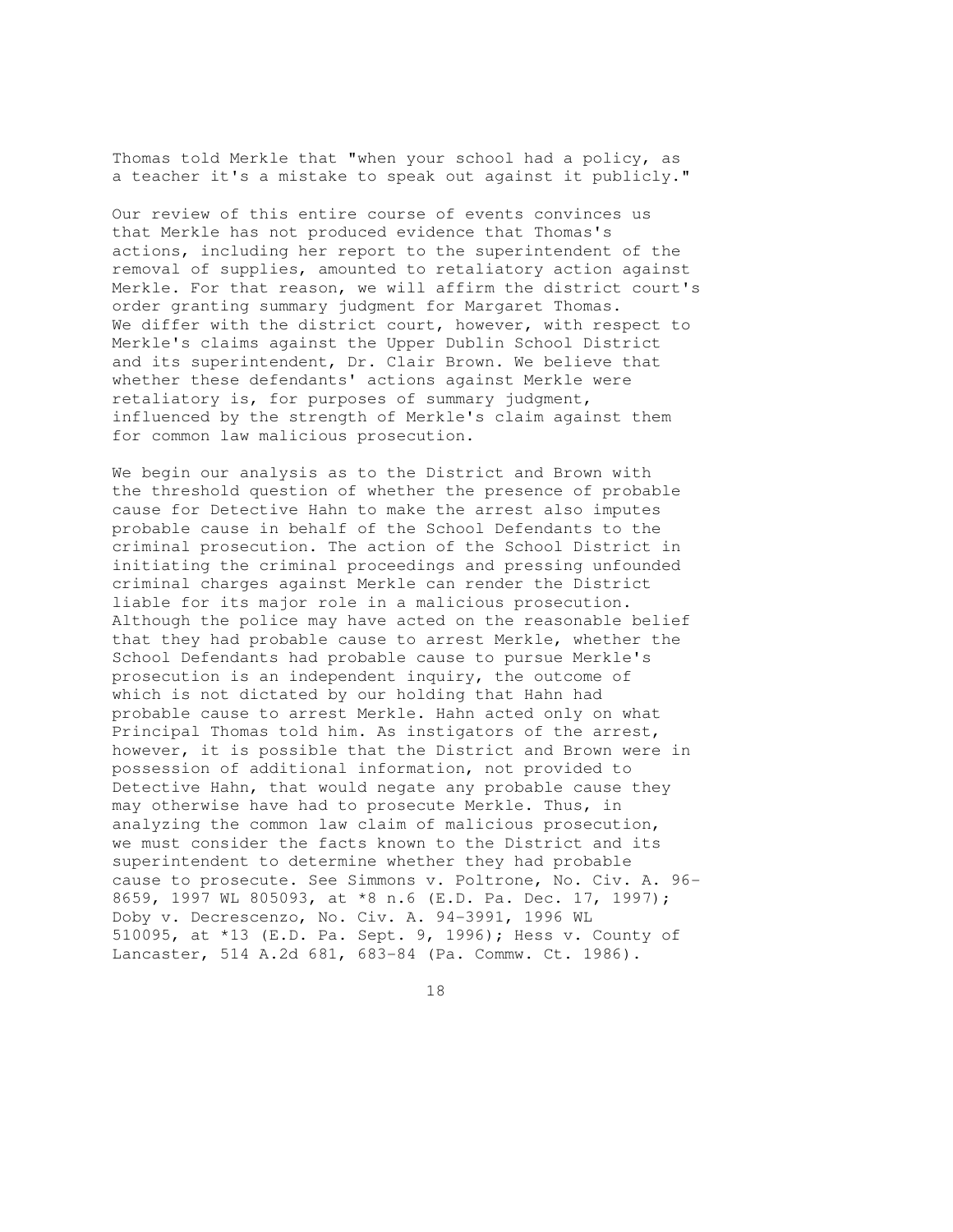Thomas told Merkle that "when your school had a policy, as a teacher it's a mistake to speak out against it publicly."

Our review of this entire course of events convinces us that Merkle has not produced evidence that Thomas's actions, including her report to the superintendent of the removal of supplies, amounted to retaliatory action against Merkle. For that reason, we will affirm the district court's order granting summary judgment for Margaret Thomas. We differ with the district court, however, with respect to Merkle's claims against the Upper Dublin School District and its superintendent, Dr. Clair Brown. We believe that whether these defendants' actions against Merkle were retaliatory is, for purposes of summary judgment, influenced by the strength of Merkle's claim against them for common law malicious prosecution.

We begin our analysis as to the District and Brown with the threshold question of whether the presence of probable cause for Detective Hahn to make the arrest also imputes probable cause in behalf of the School Defendants to the criminal prosecution. The action of the School District in initiating the criminal proceedings and pressing unfounded criminal charges against Merkle can render the District liable for its major role in a malicious prosecution. Although the police may have acted on the reasonable belief that they had probable cause to arrest Merkle, whether the School Defendants had probable cause to pursue Merkle's prosecution is an independent inquiry, the outcome of which is not dictated by our holding that Hahn had probable cause to arrest Merkle. Hahn acted only on what Principal Thomas told him. As instigators of the arrest, however, it is possible that the District and Brown were in possession of additional information, not provided to Detective Hahn, that would negate any probable cause they may otherwise have had to prosecute Merkle. Thus, in analyzing the common law claim of malicious prosecution, we must consider the facts known to the District and its superintendent to determine whether they had probable cause to prosecute. See Simmons v. Poltrone, No. Civ. A. 96-8659, 1997 WL 805093, at *8 n.6 (E.D. Pa. Dec. 17, 1997); Doby v. Decrescenzo, No. Civ. A. 94-3991, 1996 WL 510095, at *13 (E.D. Pa. Sept. 9, 1996); Hess v. County of Lancaster, 514 A.2d 681, 683-84 (Pa. Commw. Ct. 1986).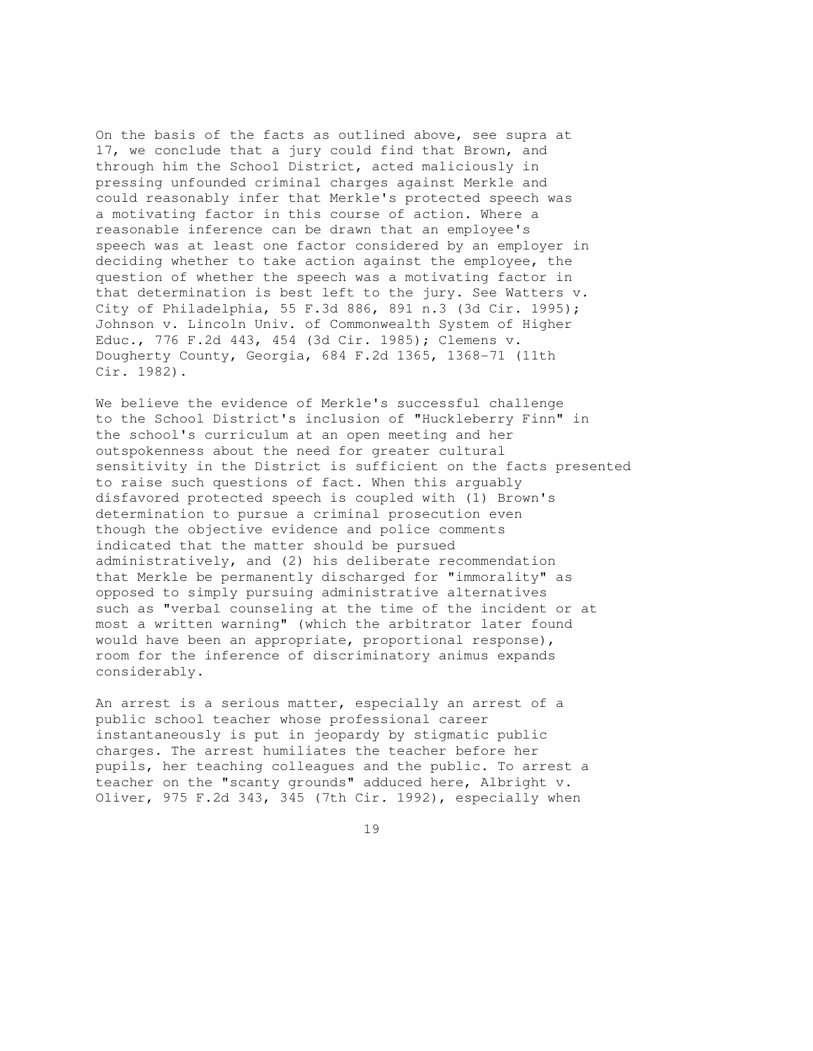On the basis of the facts as outlined above, see supra at 17, we conclude that a jury could find that Brown, and through him the School District, acted maliciously in pressing unfounded criminal charges against Merkle and could reasonably infer that Merkle's protected speech was a motivating factor in this course of action. Where a reasonable inference can be drawn that an employee's speech was at least one factor considered by an employer in deciding whether to take action against the employee, the question of whether the speech was a motivating factor in that determination is best left to the jury. See Watters v. City of Philadelphia, 55 F.3d 886, 891 n.3 (3d Cir. 1995); Johnson v. Lincoln Univ. of Commonwealth System of Higher Educ., 776 F.2d 443, 454 (3d Cir. 1985); Clemens v. Dougherty County, Georgia, 684 F.2d 1365, 1368-71 (11th Cir. 1982).

We believe the evidence of Merkle's successful challenge to the School District's inclusion of "Huckleberry Finn" in the school's curriculum at an open meeting and her outspokenness about the need for greater cultural sensitivity in the District is sufficient on the facts presented to raise such questions of fact. When this arguably disfavored protected speech is coupled with (1) Brown's determination to pursue a criminal prosecution even though the objective evidence and police comments indicated that the matter should be pursued administratively, and (2) his deliberate recommendation that Merkle be permanently discharged for "immorality" as opposed to simply pursuing administrative alternatives such as "verbal counseling at the time of the incident or at most a written warning" (which the arbitrator later found would have been an appropriate, proportional response), room for the inference of discriminatory animus expands considerably.

An arrest is a serious matter, especially an arrest of a public school teacher whose professional career instantaneously is put in jeopardy by stigmatic public charges. The arrest humiliates the teacher before her pupils, her teaching colleagues and the public. To arrest a teacher on the "scanty grounds" adduced here, Albright v. Oliver, 975 F.2d 343, 345 (7th Cir. 1992), especially when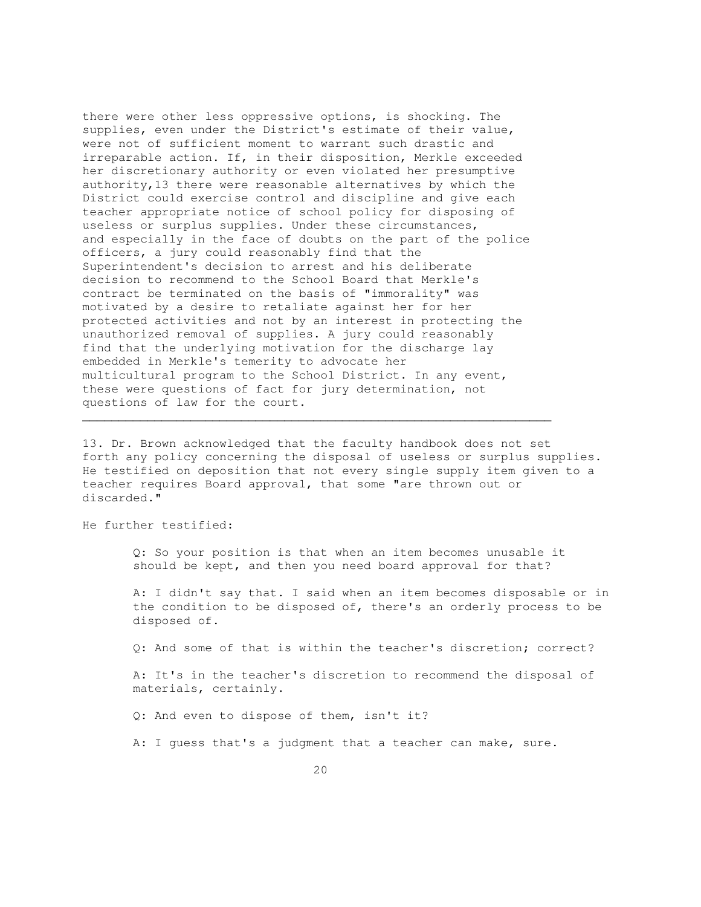there were other less oppressive options, is shocking. The supplies, even under the District's estimate of their value, were not of sufficient moment to warrant such drastic and irreparable action. If, in their disposition, Merkle exceeded her discretionary authority or even violated her presumptive authority,[13] there were reasonable alternatives by which the District could exercise control and discipline and give each teacher appropriate notice of school policy for disposing of useless or surplus supplies. Under these circumstances, and especially in the face of doubts on the part of the police officers, a jury could reasonably find that the Superintendent's decision to arrest and his deliberate decision to recommend to the School Board that Merkle's contract be terminated on the basis of "immorality" was motivated by a desire to retaliate against her for her protected activities and not by an interest in protecting the unauthorized removal of supplies. A jury could reasonably find that the underlying motivation for the discharge lay embedded in Merkle's temerity to advocate her multicultural program to the School District. In any event, these were questions of fact for jury determination, not questions of law for the court.

---

13. Dr. Brown acknowledged that the faculty handbook does not set forth any policy concerning the disposal of useless or surplus supplies. He testified on deposition that not every single supply item given to a teacher requires Board approval, that some "are thrown out or discarded."

He further testified:

> Q: So your position is that when an item becomes unusable it should be kept, and then you need board approval for that?
>
> A: I didn't say that. I said when an item becomes disposable or in the condition to be disposed of, there's an orderly process to be disposed of.
>
> Q: And some of that is within the teacher's discretion; correct?
>
> A: It's in the teacher's discretion to recommend the disposal of materials, certainly.
>
> Q: And even to dispose of them, isn't it?
>
> A: I guess that's a judgment that a teacher can make, sure.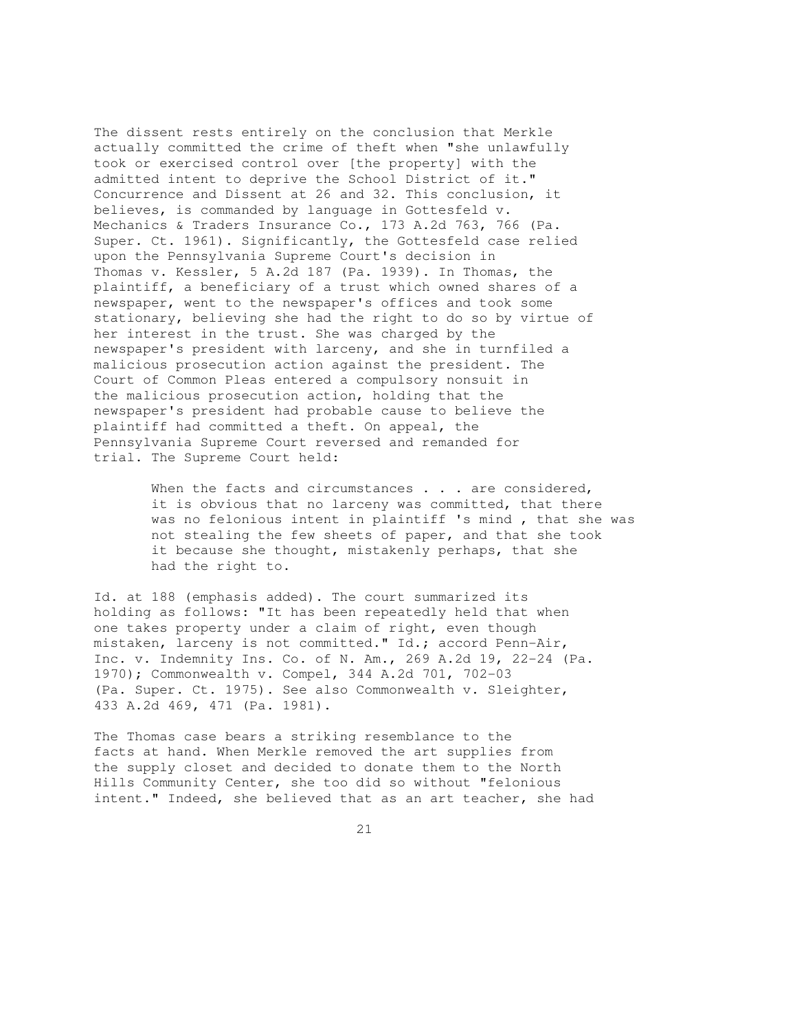The dissent rests entirely on the conclusion that Merkle actually committed the crime of theft when "she unlawfully took or exercised control over [the property] with the admitted intent to deprive the School District of it." Concurrence and Dissent at 26 and 32. This conclusion, it believes, is commanded by language in Gottesfeld v. Mechanics & Traders Insurance Co., 173 A.2d 763, 766 (Pa. Super. Ct. 1961). Significantly, the Gottesfeld case relied upon the Pennsylvania Supreme Court's decision in Thomas v. Kessler, 5 A.2d 187 (Pa. 1939). In Thomas, the plaintiff, a beneficiary of a trust which owned shares of a newspaper, went to the newspaper's offices and took some stationary, believing she had the right to do so by virtue of her interest in the trust. She was charged by the newspaper's president with larceny, and she in turnfiled a malicious prosecution action against the president. The Court of Common Pleas entered a compulsory nonsuit in the malicious prosecution action, holding that the newspaper's president had probable cause to believe the plaintiff had committed a theft. On appeal, the Pennsylvania Supreme Court reversed and remanded for trial. The Supreme Court held:

> When the facts and circumstances . . . are considered, it is obvious that no larceny was committed, that there was no felonious intent in plaintiff 's mind , that she was not stealing the few sheets of paper, and that she took it because she thought, mistakenly perhaps, that she had the right to.

Id. at 188 (emphasis added). The court summarized its holding as follows: "It has been repeatedly held that when one takes property under a claim of right, even though mistaken, larceny is not committed." Id.; accord Penn-Air, Inc. v. Indemnity Ins. Co. of N. Am., 269 A.2d 19, 22-24 (Pa. 1970); Commonwealth v. Compel, 344 A.2d 701, 702-03 (Pa. Super. Ct. 1975). See also Commonwealth v. Sleighter, 433 A.2d 469, 471 (Pa. 1981).

The Thomas case bears a striking resemblance to the facts at hand. When Merkle removed the art supplies from the supply closet and decided to donate them to the North Hills Community Center, she too did so without "felonious intent." Indeed, she believed that as an art teacher, she had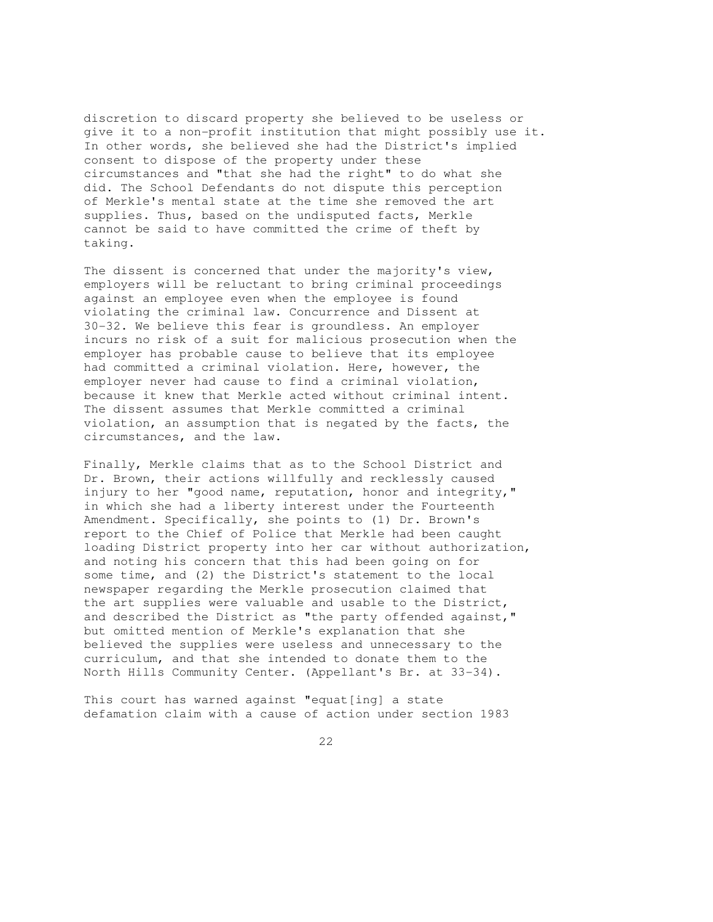discretion to discard property she believed to be useless or give it to a non-profit institution that might possibly use it. In other words, she believed she had the District's implied consent to dispose of the property under these circumstances and "that she had the right" to do what she did. The School Defendants do not dispute this perception of Merkle's mental state at the time she removed the art supplies. Thus, based on the undisputed facts, Merkle cannot be said to have committed the crime of theft by taking.

The dissent is concerned that under the majority's view, employers will be reluctant to bring criminal proceedings against an employee even when the employee is found violating the criminal law. Concurrence and Dissent at 30-32. We believe this fear is groundless. An employer incurs no risk of a suit for malicious prosecution when the employer has probable cause to believe that its employee had committed a criminal violation. Here, however, the employer never had cause to find a criminal violation, because it knew that Merkle acted without criminal intent. The dissent assumes that Merkle committed a criminal violation, an assumption that is negated by the facts, the circumstances, and the law.

Finally, Merkle claims that as to the School District and Dr. Brown, their actions willfully and recklessly caused injury to her "good name, reputation, honor and integrity," in which she had a liberty interest under the Fourteenth Amendment. Specifically, she points to (1) Dr. Brown's report to the Chief of Police that Merkle had been caught loading District property into her car without authorization, and noting his concern that this had been going on for some time, and (2) the District's statement to the local newspaper regarding the Merkle prosecution claimed that the art supplies were valuable and usable to the District, and described the District as "the party offended against," but omitted mention of Merkle's explanation that she believed the supplies were useless and unnecessary to the curriculum, and that she intended to donate them to the North Hills Community Center. (Appellant's Br. at 33-34).

This court has warned against "equat[ing] a state defamation claim with a cause of action under section 1983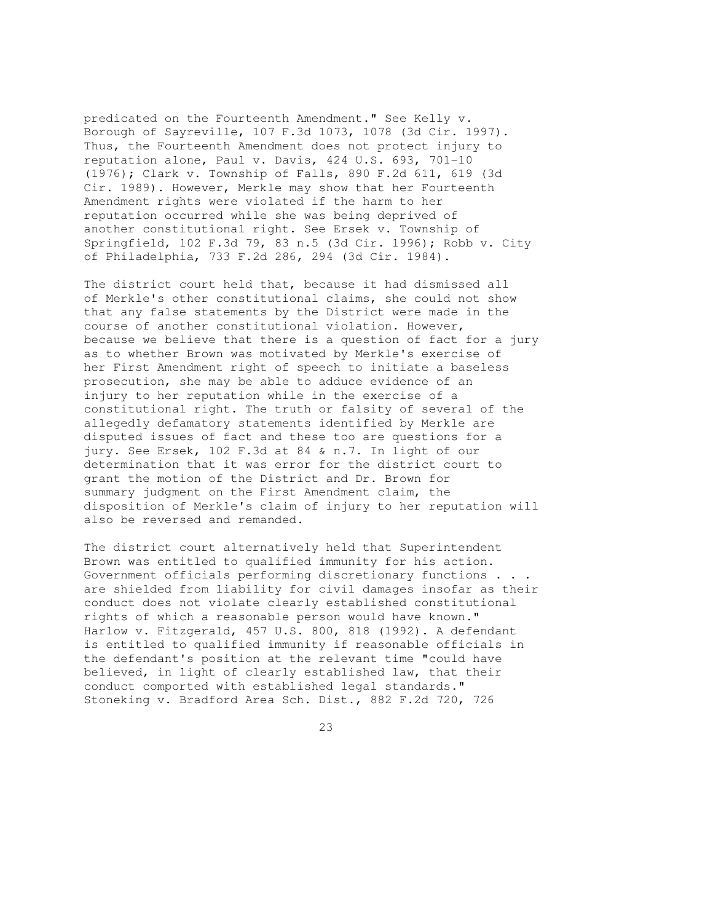predicated on the Fourteenth Amendment." See Kelly v. Borough of Sayreville, 107 F.3d 1073, 1078 (3d Cir. 1997). Thus, the Fourteenth Amendment does not protect injury to reputation alone, Paul v. Davis, 424 U.S. 693, 701-10 (1976); Clark v. Township of Falls, 890 F.2d 611, 619 (3d Cir. 1989). However, Merkle may show that her Fourteenth Amendment rights were violated if the harm to her reputation occurred while she was being deprived of another constitutional right. See Ersek v. Township of Springfield, 102 F.3d 79, 83 n.5 (3d Cir. 1996); Robb v. City of Philadelphia, 733 F.2d 286, 294 (3d Cir. 1984).

The district court held that, because it had dismissed all of Merkle's other constitutional claims, she could not show that any false statements by the District were made in the course of another constitutional violation. However, because we believe that there is a question of fact for a jury as to whether Brown was motivated by Merkle's exercise of her First Amendment right of speech to initiate a baseless prosecution, she may be able to adduce evidence of an injury to her reputation while in the exercise of a constitutional right. The truth or falsity of several of the allegedly defamatory statements identified by Merkle are disputed issues of fact and these too are questions for a jury. See Ersek, 102 F.3d at 84 & n.7. In light of our determination that it was error for the district court to grant the motion of the District and Dr. Brown for summary judgment on the First Amendment claim, the disposition of Merkle's claim of injury to her reputation will also be reversed and remanded.

The district court alternatively held that Superintendent Brown was entitled to qualified immunity for his action. Government officials performing discretionary functions . . . are shielded from liability for civil damages insofar as their conduct does not violate clearly established constitutional rights of which a reasonable person would have known." Harlow v. Fitzgerald, 457 U.S. 800, 818 (1992). A defendant is entitled to qualified immunity if reasonable officials in the defendant's position at the relevant time "could have believed, in light of clearly established law, that their conduct comported with established legal standards." Stoneking v. Bradford Area Sch. Dist., 882 F.2d 720, 726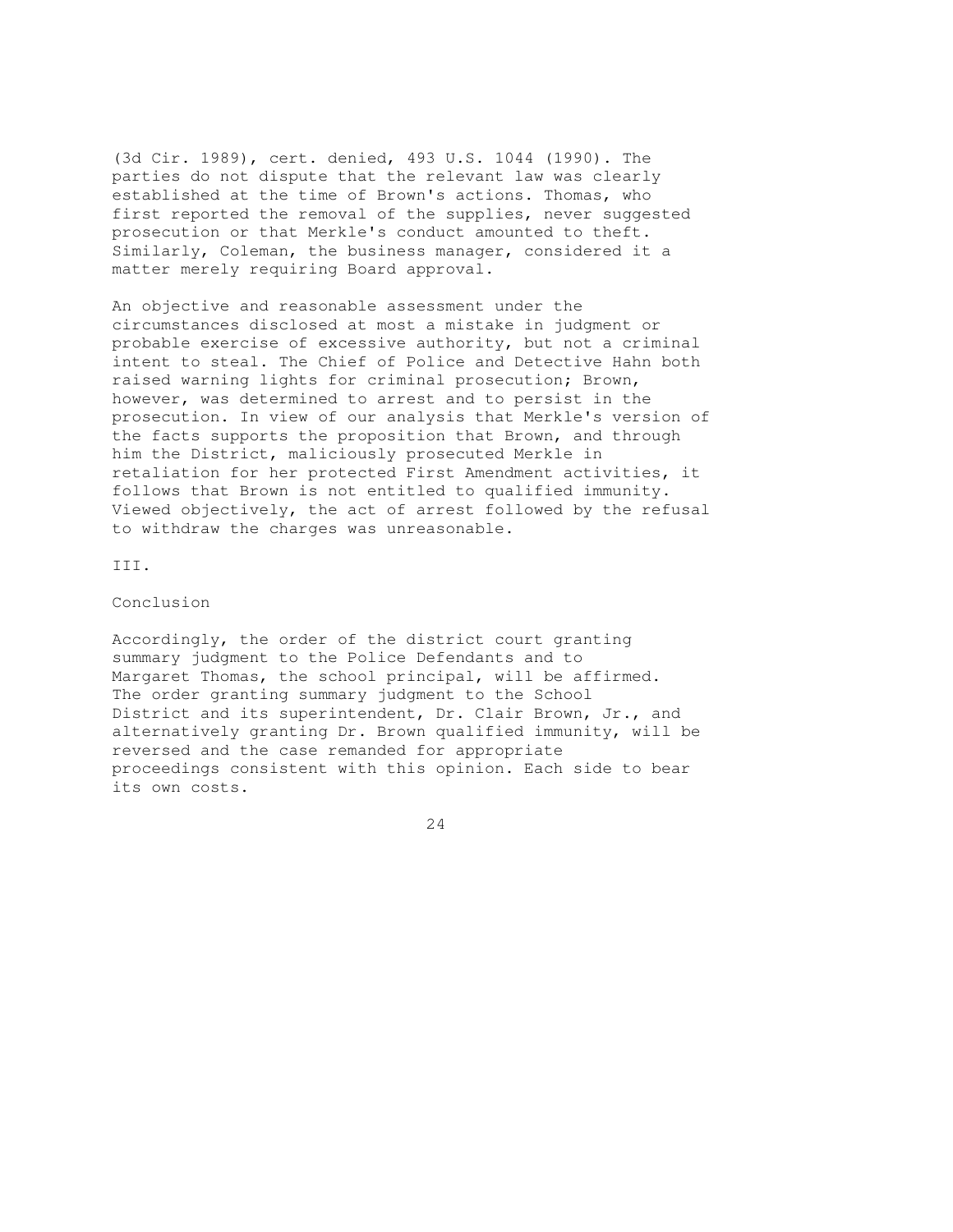(3d Cir. 1989), cert. denied, 493 U.S. 1044 (1990). The parties do not dispute that the relevant law was clearly established at the time of Brown's actions. Thomas, who first reported the removal of the supplies, never suggested prosecution or that Merkle's conduct amounted to theft. Similarly, Coleman, the business manager, considered it a matter merely requiring Board approval.

An objective and reasonable assessment under the circumstances disclosed at most a mistake in judgment or probable exercise of excessive authority, but not a criminal intent to steal. The Chief of Police and Detective Hahn both raised warning lights for criminal prosecution; Brown, however, was determined to arrest and to persist in the prosecution. In view of our analysis that Merkle's version of the facts supports the proposition that Brown, and through him the District, maliciously prosecuted Merkle in retaliation for her protected First Amendment activities, it follows that Brown is not entitled to qualified immunity. Viewed objectively, the act of arrest followed by the refusal to withdraw the charges was unreasonable.

## III.

## Conclusion

Accordingly, the order of the district court granting summary judgment to the Police Defendants and to Margaret Thomas, the school principal, will be affirmed. The order granting summary judgment to the School District and its superintendent, Dr. Clair Brown, Jr., and alternatively granting Dr. Brown qualified immunity, will be reversed and the case remanded for appropriate proceedings consistent with this opinion. Each side to bear its own costs.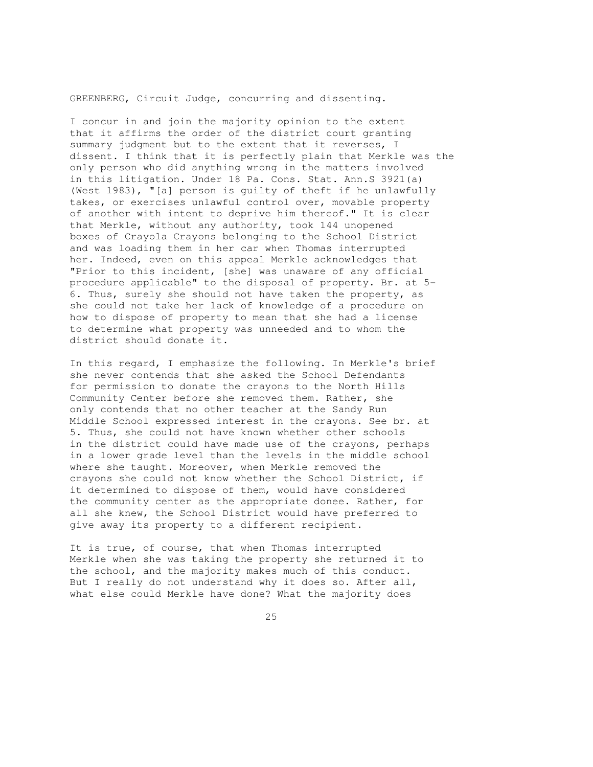GREENBERG, Circuit Judge, concurring and dissenting.

I concur in and join the majority opinion to the extent that it affirms the order of the district court granting summary judgment but to the extent that it reverses, I dissent. I think that it is perfectly plain that Merkle was the only person who did anything wrong in the matters involved in this litigation. Under 18 Pa. Cons. Stat. Ann.S 3921(a) (West 1983), "[a] person is guilty of theft if he unlawfully takes, or exercises unlawful control over, movable property of another with intent to deprive him thereof." It is clear that Merkle, without any authority, took 144 unopened boxes of Crayola Crayons belonging to the School District and was loading them in her car when Thomas interrupted her. Indeed, even on this appeal Merkle acknowledges that "Prior to this incident, [she] was unaware of any official procedure applicable" to the disposal of property. Br. at 5-6. Thus, surely she should not have taken the property, as she could not take her lack of knowledge of a procedure on how to dispose of property to mean that she had a license to determine what property was unneeded and to whom the district should donate it.

In this regard, I emphasize the following. In Merkle's brief she never contends that she asked the School Defendants for permission to donate the crayons to the North Hills Community Center before she removed them. Rather, she only contends that no other teacher at the Sandy Run Middle School expressed interest in the crayons. See br. at 5. Thus, she could not have known whether other schools in the district could have made use of the crayons, perhaps in a lower grade level than the levels in the middle school where she taught. Moreover, when Merkle removed the crayons she could not know whether the School District, if it determined to dispose of them, would have considered the community center as the appropriate donee. Rather, for all she knew, the School District would have preferred to give away its property to a different recipient.

It is true, of course, that when Thomas interrupted Merkle when she was taking the property she returned it to the school, and the majority makes much of this conduct. But I really do not understand why it does so. After all, what else could Merkle have done? What the majority does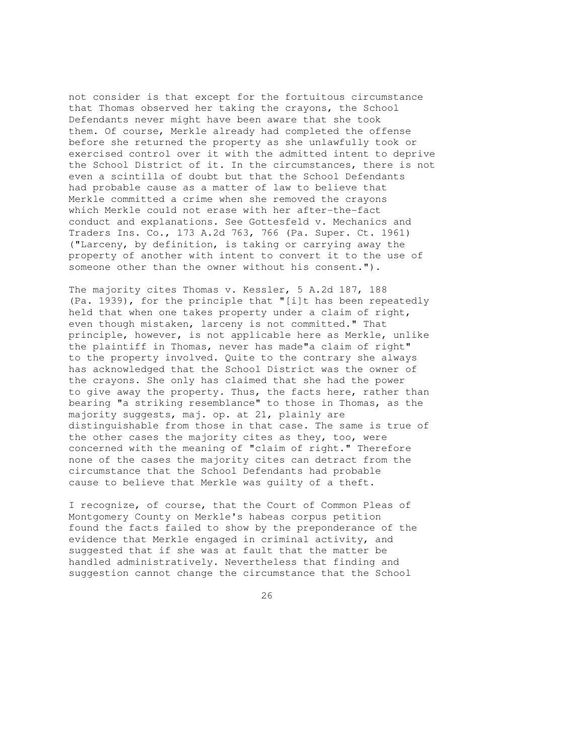not consider is that except for the fortuitous circumstance that Thomas observed her taking the crayons, the School Defendants never might have been aware that she took them. Of course, Merkle already had completed the offense before she returned the property as she unlawfully took or exercised control over it with the admitted intent to deprive the School District of it. In the circumstances, there is not even a scintilla of doubt but that the School Defendants had probable cause as a matter of law to believe that Merkle committed a crime when she removed the crayons which Merkle could not erase with her after-the-fact conduct and explanations. See Gottesfeld v. Mechanics and Traders Ins. Co., 173 A.2d 763, 766 (Pa. Super. Ct. 1961) ("Larceny, by definition, is taking or carrying away the property of another with intent to convert it to the use of someone other than the owner without his consent.").

The majority cites Thomas v. Kessler, 5 A.2d 187, 188 (Pa. 1939), for the principle that "[i]t has been repeatedly held that when one takes property under a claim of right, even though mistaken, larceny is not committed." That principle, however, is not applicable here as Merkle, unlike the plaintiff in Thomas, never has made"a claim of right" to the property involved. Quite to the contrary she always has acknowledged that the School District was the owner of the crayons. She only has claimed that she had the power to give away the property. Thus, the facts here, rather than bearing "a striking resemblance" to those in Thomas, as the majority suggests, maj. op. at 21, plainly are distinguishable from those in that case. The same is true of the other cases the majority cites as they, too, were concerned with the meaning of "claim of right." Therefore none of the cases the majority cites can detract from the circumstance that the School Defendants had probable cause to believe that Merkle was guilty of a theft.

I recognize, of course, that the Court of Common Pleas of Montgomery County on Merkle's habeas corpus petition found the facts failed to show by the preponderance of the evidence that Merkle engaged in criminal activity, and suggested that if she was at fault that the matter be handled administratively. Nevertheless that finding and suggestion cannot change the circumstance that the School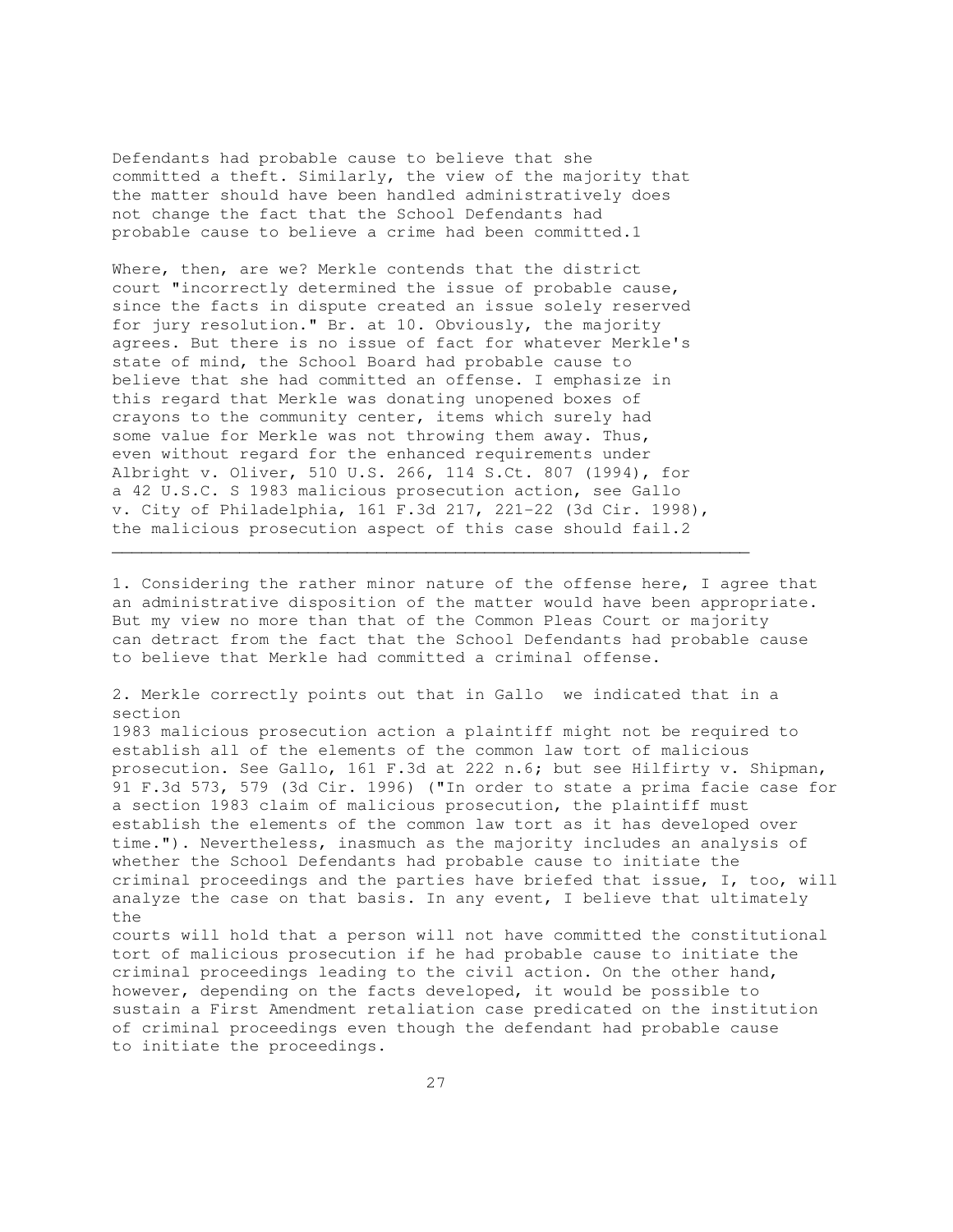Defendants had probable cause to believe that she committed a theft. Similarly, the view of the majority that the matter should have been handled administratively does not change the fact that the School Defendants had probable cause to believe a crime had been committed.[1]

Where, then, are we? Merkle contends that the district court "incorrectly determined the issue of probable cause, since the facts in dispute created an issue solely reserved for jury resolution." Br. at 10. Obviously, the majority agrees. But there is no issue of fact for whatever Merkle's state of mind, the School Board had probable cause to believe that she had committed an offense. I emphasize in this regard that Merkle was donating unopened boxes of crayons to the community center, items which surely had some value for Merkle was not throwing them away. Thus, even without regard for the enhanced requirements under Albright v. Oliver, 510 U.S. 266, 114 S.Ct. 807 (1994), for a 42 U.S.C. S 1983 malicious prosecution action, see Gallo v. City of Philadelphia, 161 F.3d 217, 221-22 (3d Cir. 1998), the malicious prosecution aspect of this case should fail.[2]

---

1. Considering the rather minor nature of the offense here, I agree that an administrative disposition of the matter would have been appropriate. But my view no more than that of the Common Pleas Court or majority can detract from the fact that the School Defendants had probable cause to believe that Merkle had committed a criminal offense.

2. Merkle correctly points out that in Gallo we indicated that in a section 1983 malicious prosecution action a plaintiff might not be required to establish all of the elements of the common law tort of malicious prosecution. See Gallo, 161 F.3d at 222 n.6; but see Hilfirty v. Shipman, 91 F.3d 573, 579 (3d Cir. 1996) ("In order to state a prima facie case for a section 1983 claim of malicious prosecution, the plaintiff must establish the elements of the common law tort as it has developed over time."). Nevertheless, inasmuch as the majority includes an analysis of whether the School Defendants had probable cause to initiate the criminal proceedings and the parties have briefed that issue, I, too, will analyze the case on that basis. In any event, I believe that ultimately the courts will hold that a person will not have committed the constitutional tort of malicious prosecution if he had probable cause to initiate the criminal proceedings leading to the civil action. On the other hand, however, depending on the facts developed, it would be possible to sustain a First Amendment retaliation case predicated on the institution of criminal proceedings even though the defendant had probable cause to initiate the proceedings.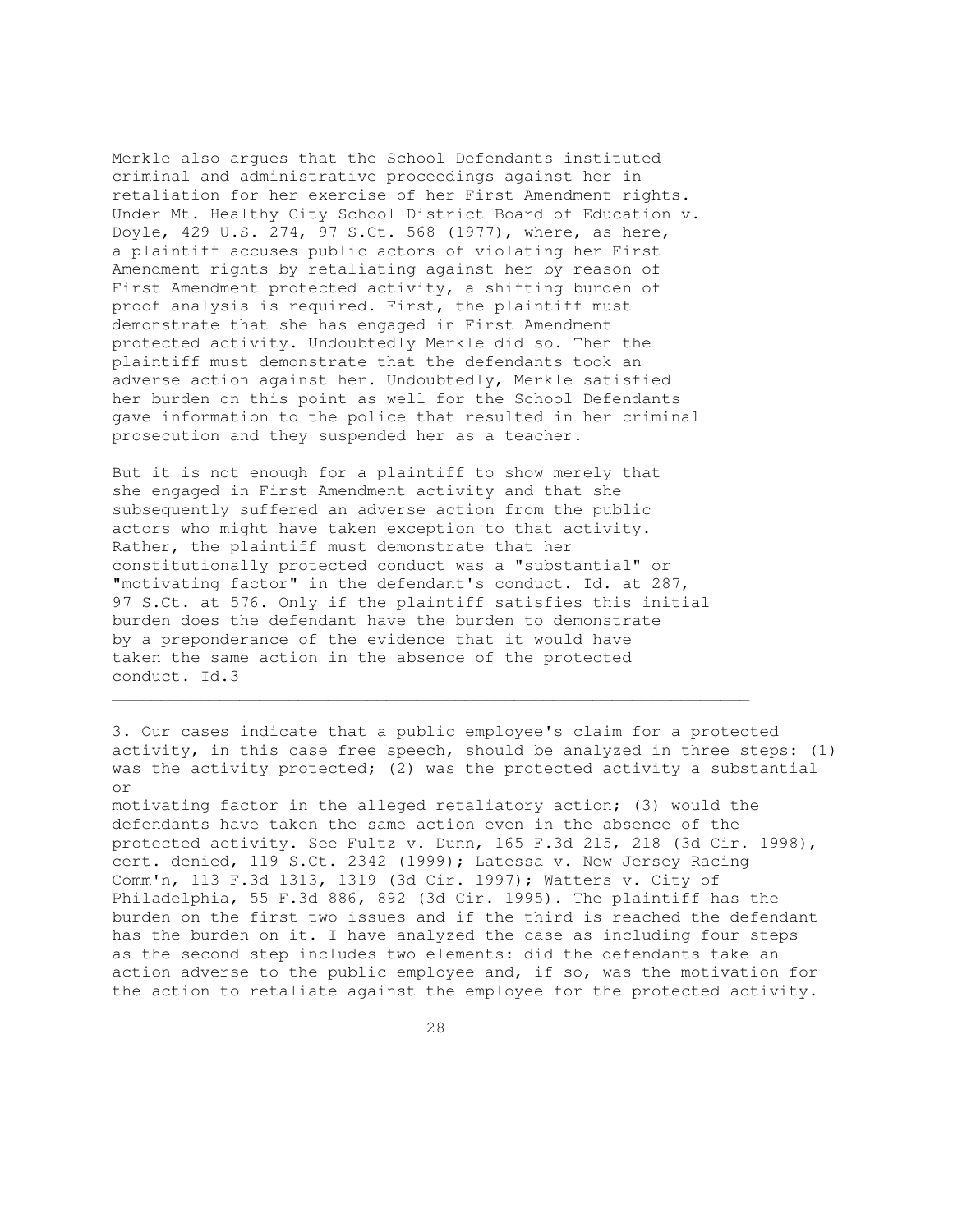Merkle also argues that the School Defendants instituted criminal and administrative proceedings against her in retaliation for her exercise of her First Amendment rights. Under Mt. Healthy City School District Board of Education v. Doyle, 429 U.S. 274, 97 S.Ct. 568 (1977), where, as here, a plaintiff accuses public actors of violating her First Amendment rights by retaliating against her by reason of First Amendment protected activity, a shifting burden of proof analysis is required. First, the plaintiff must demonstrate that she has engaged in First Amendment protected activity. Undoubtedly Merkle did so. Then the plaintiff must demonstrate that the defendants took an adverse action against her. Undoubtedly, Merkle satisfied her burden on this point as well for the School Defendants gave information to the police that resulted in her criminal prosecution and they suspended her as a teacher.

But it is not enough for a plaintiff to show merely that she engaged in First Amendment activity and that she subsequently suffered an adverse action from the public actors who might have taken exception to that activity. Rather, the plaintiff must demonstrate that her constitutionally protected conduct was a "substantial" or "motivating factor" in the defendant's conduct. Id. at 287, 97 S.Ct. at 576. Only if the plaintiff satisfies this initial burden does the defendant have the burden to demonstrate by a preponderance of the evidence that it would have taken the same action in the absence of the protected conduct. Id.[3]

---

3. Our cases indicate that a public employee's claim for a protected activity, in this case free speech, should be analyzed in three steps: (1) was the activity protected; (2) was the protected activity a substantial or motivating factor in the alleged retaliatory action; (3) would the defendants have taken the same action even in the absence of the protected activity. See Fultz v. Dunn, 165 F.3d 215, 218 (3d Cir. 1998), cert. denied, 119 S.Ct. 2342 (1999); Latessa v. New Jersey Racing Comm'n, 113 F.3d 1313, 1319 (3d Cir. 1997); Watters v. City of Philadelphia, 55 F.3d 886, 892 (3d Cir. 1995). The plaintiff has the burden on the first two issues and if the third is reached the defendant has the burden on it. I have analyzed the case as including four steps as the second step includes two elements: did the defendants take an action adverse to the public employee and, if so, was the motivation for the action to retaliate against the employee for the protected activity.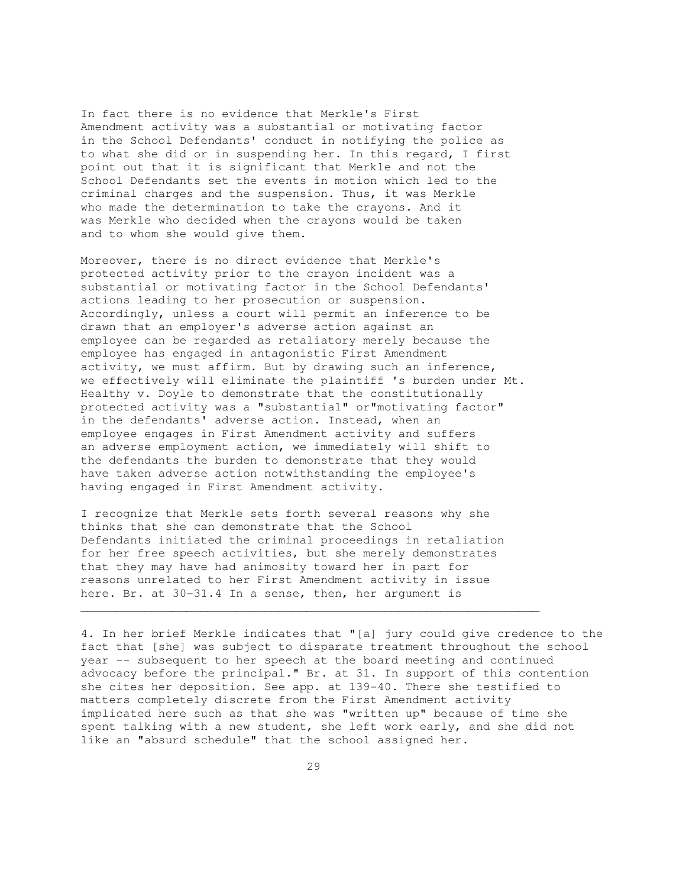In fact there is no evidence that Merkle's First Amendment activity was a substantial or motivating factor in the School Defendants' conduct in notifying the police as to what she did or in suspending her. In this regard, I first point out that it is significant that Merkle and not the School Defendants set the events in motion which led to the criminal charges and the suspension. Thus, it was Merkle who made the determination to take the crayons. And it was Merkle who decided when the crayons would be taken and to whom she would give them.

Moreover, there is no direct evidence that Merkle's protected activity prior to the crayon incident was a substantial or motivating factor in the School Defendants' actions leading to her prosecution or suspension. Accordingly, unless a court will permit an inference to be drawn that an employer's adverse action against an employee can be regarded as retaliatory merely because the employee has engaged in antagonistic First Amendment activity, we must affirm. But by drawing such an inference, we effectively will eliminate the plaintiff 's burden under Mt. Healthy v. Doyle to demonstrate that the constitutionally protected activity was a "substantial" or"motivating factor" in the defendants' adverse action. Instead, when an employee engages in First Amendment activity and suffers an adverse employment action, we immediately will shift to the defendants the burden to demonstrate that they would have taken adverse action notwithstanding the employee's having engaged in First Amendment activity.

I recognize that Merkle sets forth several reasons why she thinks that she can demonstrate that the School Defendants initiated the criminal proceedings in retaliation for her free speech activities, but she merely demonstrates that they may have had animosity toward her in part for reasons unrelated to her First Amendment activity in issue here. Br. at 30-31.[4] In a sense, then, her argument is

---

4. In her brief Merkle indicates that "[a] jury could give credence to the fact that [she] was subject to disparate treatment throughout the school year -- subsequent to her speech at the board meeting and continued advocacy before the principal." Br. at 31. In support of this contention she cites her deposition. See app. at 139-40. There she testified to matters completely discrete from the First Amendment activity implicated here such as that she was "written up" because of time she spent talking with a new student, she left work early, and she did not like an "absurd schedule" that the school assigned her.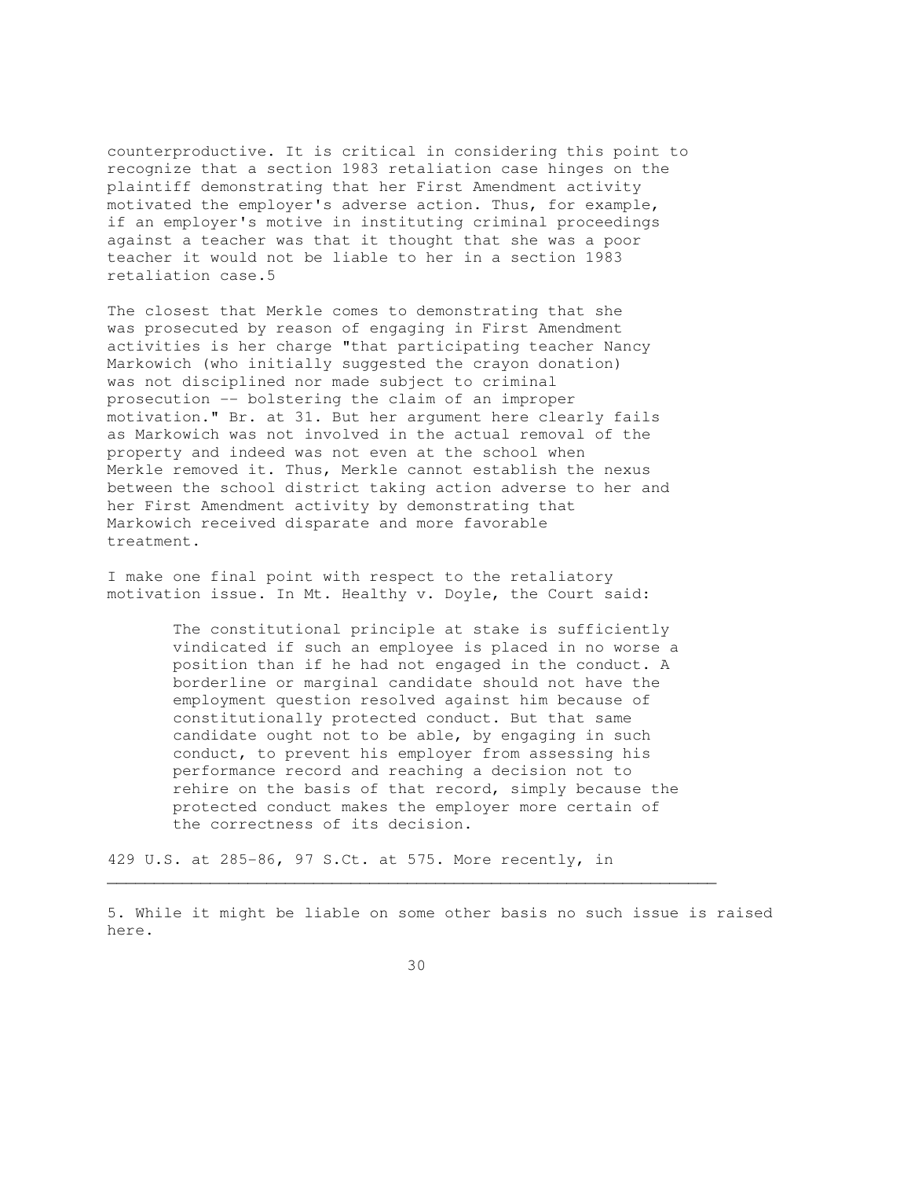counterproductive. It is critical in considering this point to recognize that a section 1983 retaliation case hinges on the plaintiff demonstrating that her First Amendment activity motivated the employer's adverse action. Thus, for example, if an employer's motive in instituting criminal proceedings against a teacher was that it thought that she was a poor teacher it would not be liable to her in a section 1983 retaliation case.5

The closest that Merkle comes to demonstrating that she was prosecuted by reason of engaging in First Amendment activities is her charge "that participating teacher Nancy Markowich (who initially suggested the crayon donation) was not disciplined nor made subject to criminal prosecution -- bolstering the claim of an improper motivation." Br. at 31. But her argument here clearly fails as Markowich was not involved in the actual removal of the property and indeed was not even at the school when Merkle removed it. Thus, Merkle cannot establish the nexus between the school district taking action adverse to her and her First Amendment activity by demonstrating that Markowich received disparate and more favorable treatment.

I make one final point with respect to the retaliatory motivation issue. In Mt. Healthy v. Doyle, the Court said:

> The constitutional principle at stake is sufficiently vindicated if such an employee is placed in no worse a position than if he had not engaged in the conduct. A borderline or marginal candidate should not have the employment question resolved against him because of constitutionally protected conduct. But that same candidate ought not to be able, by engaging in such conduct, to prevent his employer from assessing his performance record and reaching a decision not to rehire on the basis of that record, simply because the protected conduct makes the employer more certain of the correctness of its decision.

429 U.S. at 285-86, 97 S.Ct. at 575. More recently, in

---

5. While it might be liable on some other basis no such issue is raised here.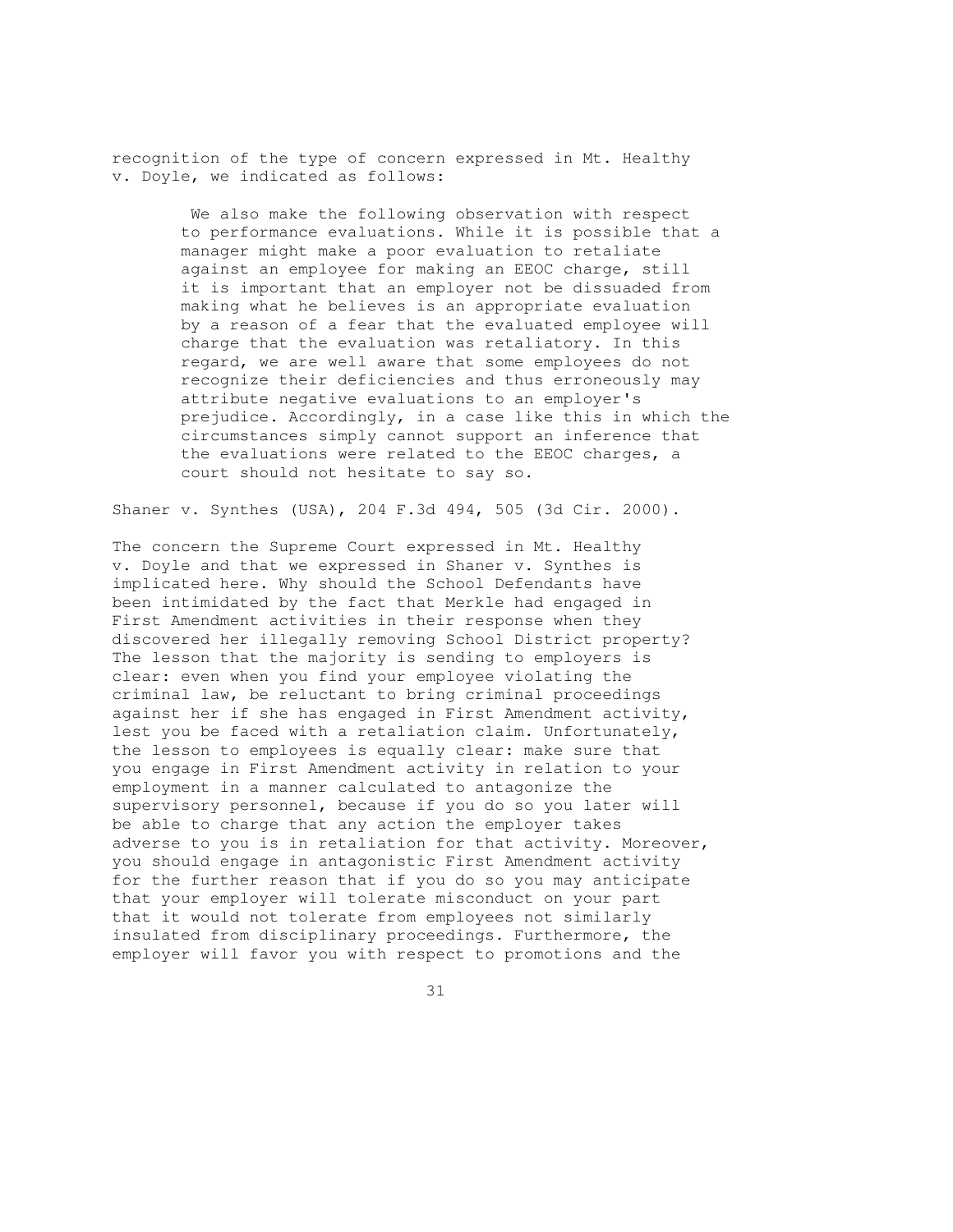recognition of the type of concern expressed in Mt. Healthy v. Doyle, we indicated as follows:

> We also make the following observation with respect to performance evaluations. While it is possible that a manager might make a poor evaluation to retaliate against an employee for making an EEOC charge, still it is important that an employer not be dissuaded from making what he believes is an appropriate evaluation by a reason of a fear that the evaluated employee will charge that the evaluation was retaliatory. In this regard, we are well aware that some employees do not recognize their deficiencies and thus erroneously may attribute negative evaluations to an employer's prejudice. Accordingly, in a case like this in which the circumstances simply cannot support an inference that the evaluations were related to the EEOC charges, a court should not hesitate to say so.

Shaner v. Synthes (USA), 204 F.3d 494, 505 (3d Cir. 2000).

The concern the Supreme Court expressed in Mt. Healthy v. Doyle and that we expressed in Shaner v. Synthes is implicated here. Why should the School Defendants have been intimidated by the fact that Merkle had engaged in First Amendment activities in their response when they discovered her illegally removing School District property? The lesson that the majority is sending to employers is clear: even when you find your employee violating the criminal law, be reluctant to bring criminal proceedings against her if she has engaged in First Amendment activity, lest you be faced with a retaliation claim. Unfortunately, the lesson to employees is equally clear: make sure that you engage in First Amendment activity in relation to your employment in a manner calculated to antagonize the supervisory personnel, because if you do so you later will be able to charge that any action the employer takes adverse to you is in retaliation for that activity. Moreover, you should engage in antagonistic First Amendment activity for the further reason that if you do so you may anticipate that your employer will tolerate misconduct on your part that it would not tolerate from employees not similarly insulated from disciplinary proceedings. Furthermore, the employer will favor you with respect to promotions and the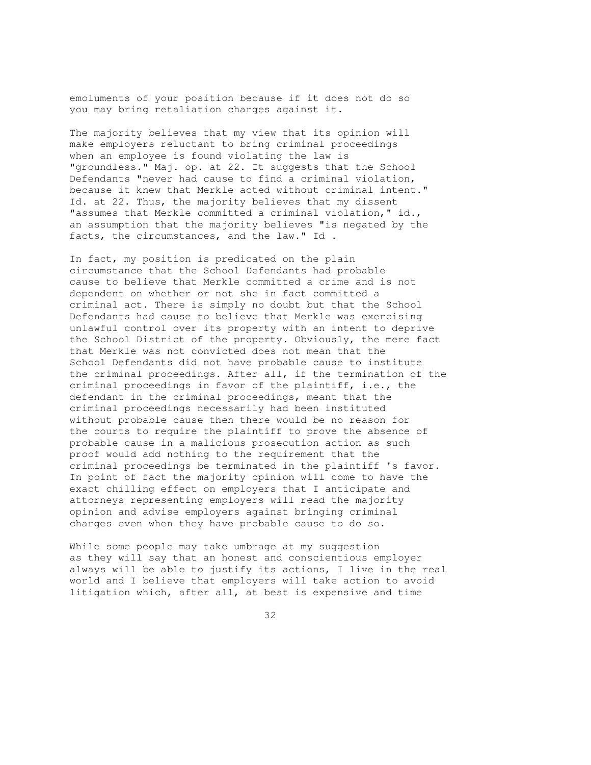emoluments of your position because if it does not do so you may bring retaliation charges against it.

The majority believes that my view that its opinion will make employers reluctant to bring criminal proceedings when an employee is found violating the law is "groundless." Maj. op. at 22. It suggests that the School Defendants "never had cause to find a criminal violation, because it knew that Merkle acted without criminal intent." Id. at 22. Thus, the majority believes that my dissent "assumes that Merkle committed a criminal violation," id., an assumption that the majority believes "is negated by the facts, the circumstances, and the law." Id .

In fact, my position is predicated on the plain circumstance that the School Defendants had probable cause to believe that Merkle committed a crime and is not dependent on whether or not she in fact committed a criminal act. There is simply no doubt but that the School Defendants had cause to believe that Merkle was exercising unlawful control over its property with an intent to deprive the School District of the property. Obviously, the mere fact that Merkle was not convicted does not mean that the School Defendants did not have probable cause to institute the criminal proceedings. After all, if the termination of the criminal proceedings in favor of the plaintiff, i.e., the defendant in the criminal proceedings, meant that the criminal proceedings necessarily had been instituted without probable cause then there would be no reason for the courts to require the plaintiff to prove the absence of probable cause in a malicious prosecution action as such proof would add nothing to the requirement that the criminal proceedings be terminated in the plaintiff 's favor. In point of fact the majority opinion will come to have the exact chilling effect on employers that I anticipate and attorneys representing employers will read the majority opinion and advise employers against bringing criminal charges even when they have probable cause to do so.

While some people may take umbrage at my suggestion as they will say that an honest and conscientious employer always will be able to justify its actions, I live in the real world and I believe that employers will take action to avoid litigation which, after all, at best is expensive and time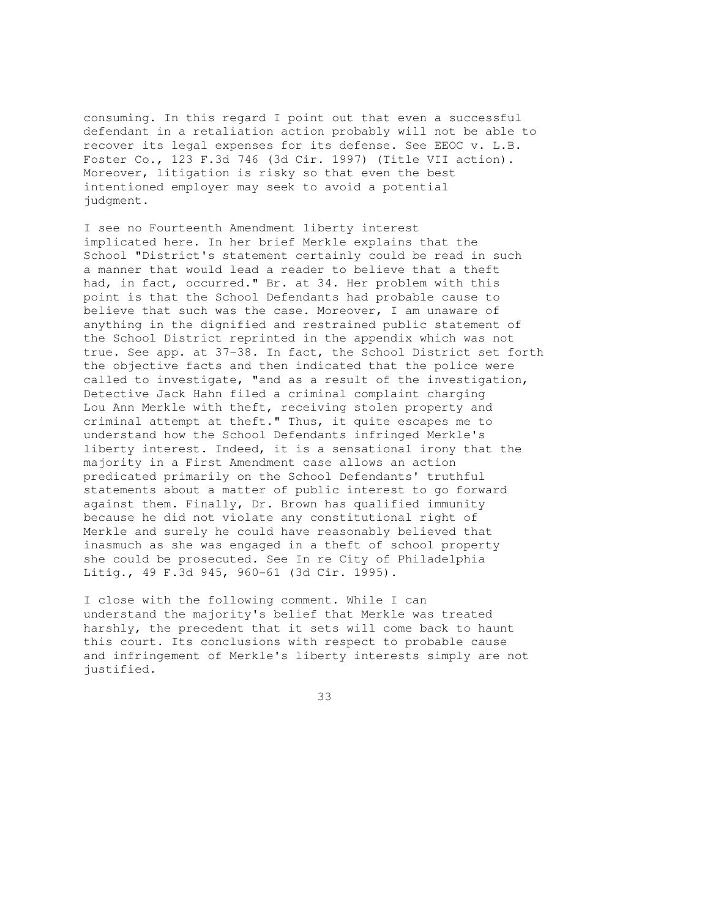consuming. In this regard I point out that even a successful defendant in a retaliation action probably will not be able to recover its legal expenses for its defense. See EEOC v. L.B. Foster Co., 123 F.3d 746 (3d Cir. 1997) (Title VII action). Moreover, litigation is risky so that even the best intentioned employer may seek to avoid a potential judgment.

I see no Fourteenth Amendment liberty interest implicated here. In her brief Merkle explains that the School "District's statement certainly could be read in such a manner that would lead a reader to believe that a theft had, in fact, occurred." Br. at 34. Her problem with this point is that the School Defendants had probable cause to believe that such was the case. Moreover, I am unaware of anything in the dignified and restrained public statement of the School District reprinted in the appendix which was not true. See app. at 37-38. In fact, the School District set forth the objective facts and then indicated that the police were called to investigate, "and as a result of the investigation, Detective Jack Hahn filed a criminal complaint charging Lou Ann Merkle with theft, receiving stolen property and criminal attempt at theft." Thus, it quite escapes me to understand how the School Defendants infringed Merkle's liberty interest. Indeed, it is a sensational irony that the majority in a First Amendment case allows an action predicated primarily on the School Defendants' truthful statements about a matter of public interest to go forward against them. Finally, Dr. Brown has qualified immunity because he did not violate any constitutional right of Merkle and surely he could have reasonably believed that inasmuch as she was engaged in a theft of school property she could be prosecuted. See In re City of Philadelphia Litig., 49 F.3d 945, 960-61 (3d Cir. 1995).

I close with the following comment. While I can understand the majority's belief that Merkle was treated harshly, the precedent that it sets will come back to haunt this court. Its conclusions with respect to probable cause and infringement of Merkle's liberty interests simply are not justified.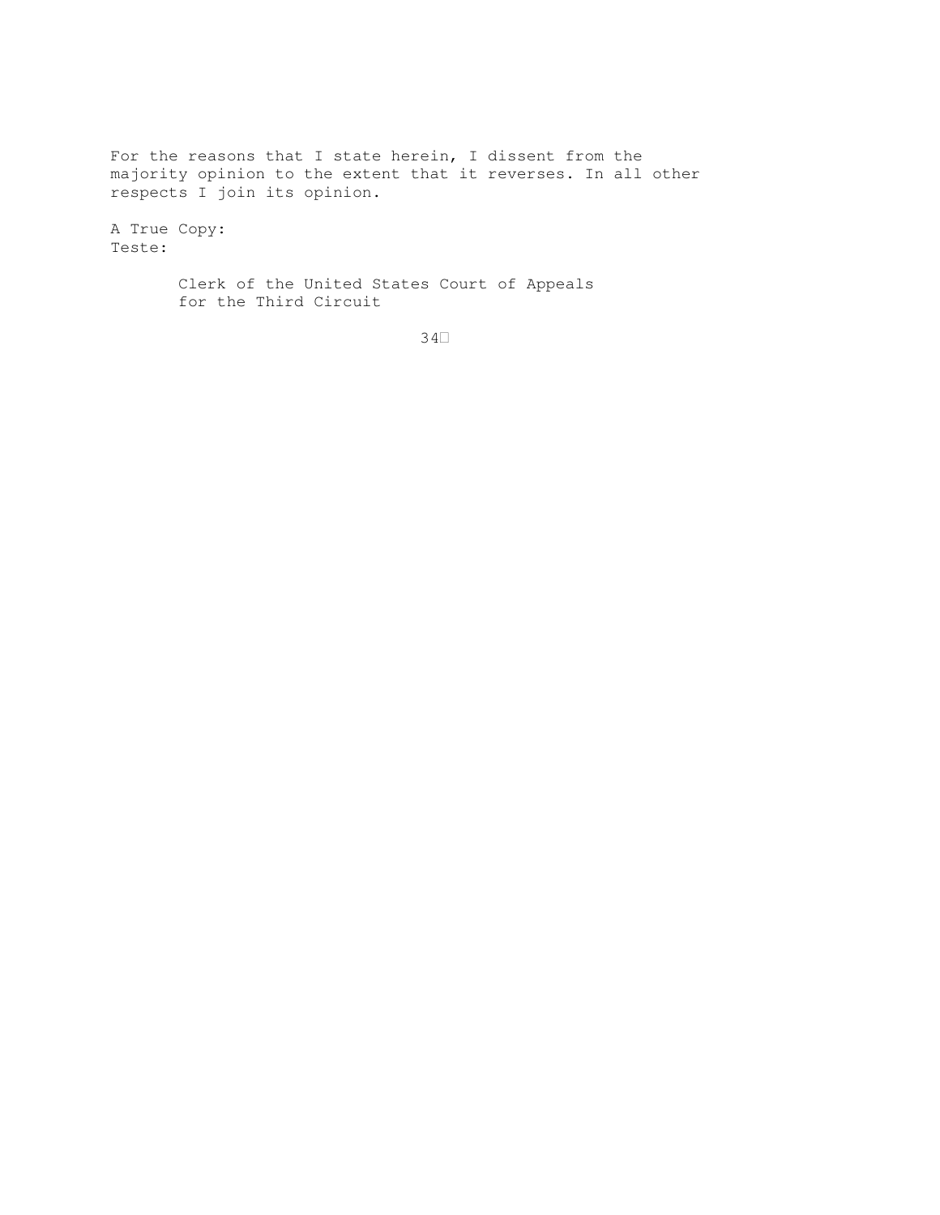For the reasons that I state herein, I dissent from the majority opinion to the extent that it reverses. In all other respects I join its opinion.

A True Copy:
Teste:

Clerk of the United States Court of Appeals
for the Third Circuit